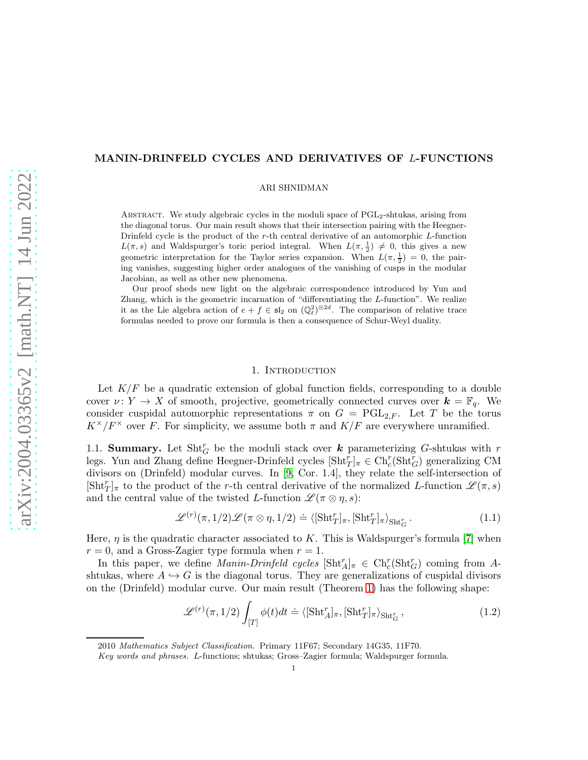# MANIN-DRINFELD CYCLES AND DERIVATIVES OF $L$-FUNCTIONS

ARI SHNIDMAN

Abstract. We study algebraic cycles in the moduli space of $\mathrm{PGL}_2$-shtukas, arising from the diagonal torus. Our main result shows that their intersection pairing with the Heegner-Drinfeld cycle is the product of the $r$-th central derivative of an automorphic $L$-function $L(\pi, s)$ and Waldspurger's toric period integral. When $L(\pi, \frac{1}{2}) \neq 0$, this gives a new geometric interpretation for the Taylor series expansion. When $L(\pi, \frac{1}{2}) = 0$, the pairing vanishes, suggesting higher order analogues of the vanishing of cusps in the modular Jacobian, as well as other new phenomena.

Our proof sheds new light on the algebraic correspondence introduced by Yun and Zhang, which is the geometric incarnation of "differentiating the $L$-function". We realize it as the Lie algebra action of $e + f \in \mathfrak{sl}_2$ on $(\mathbb{Q}_\ell^2)^{\otimes 2d}$. The comparison of relative trace formulas needed to prove our formula is then a consequence of Schur-Weyl duality.

## 1. Introduction

Let $K/F$ be a quadratic extension of global function fields, corresponding to a double cover $\nu\colon Y \to X$ of smooth, projective, geometrically connected curves over $\boldsymbol{k} = \mathbb{F}_q$. We consider cuspidal automorphic representations $\pi$ on $G = \mathrm{PGL}_{2,F}$. Let $T$ be the torus $K^\times/F^\times$ over $F$. For simplicity, we assume both $\pi$ and $K/F$ are everywhere unramified.

1.1. **Summary.** Let $\mathrm{Sht}_G^r$ be the moduli stack over $\boldsymbol{k}$ parameterizing $G$-shtukas with $r$ legs. Yun and Zhang define Heegner-Drinfeld cycles $[\mathrm{Sht}_T^r]_\pi \in \mathrm{Ch}_c^r(\mathrm{Sht}_G^r)$ generalizing CM divisors on (Drinfeld) modular curves. In [9, Cor. 1.4], they relate the self-intersection of $[\mathrm{Sht}_T^r]_\pi$ to the product of the $r$-th central derivative of the normalized $L$-function $\mathscr{L}(\pi, s)$ and the central value of the twisted $L$-function $\mathscr{L}(\pi \otimes \eta, s)$:

$$\mathscr{L}^{(r)}(\pi, 1/2)\mathscr{L}(\pi \otimes \eta, 1/2) \doteq \langle [\mathrm{Sht}_T^r]_\pi, [\mathrm{Sht}_T^r]_\pi \rangle_{\mathrm{Sht}_G^r}. \tag{1.1}$$

Here, $\eta$ is the quadratic character associated to $K$. This is Waldspurger's formula [7] when $r = 0$, and a Gross-Zagier type formula when $r = 1$.

In this paper, we define *Manin-Drinfeld cycles* $[\mathrm{Sht}_A^r]_\pi \in \mathrm{Ch}_c^r(\mathrm{Sht}_G^r)$ coming from $A$-shtukas, where $A \hookrightarrow G$ is the diagonal torus. They are generalizations of cuspidal divisors on the (Drinfeld) modular curve. Our main result (Theorem 1) has the following shape:

$$\mathscr{L}^{(r)}(\pi, 1/2) \int_{[T]} \phi(t)dt \doteq \langle [\mathrm{Sht}_A^r]_\pi, [\mathrm{Sht}_T^r]_\pi \rangle_{\mathrm{Sht}_G^r}, \tag{1.2}$$

2010 *Mathematics Subject Classification.* Primary 11F67; Secondary 14G35, 11F70.

*Key words and phrases.* $L$-functions; shtukas; Gross–Zagier formula; Waldspurger formula.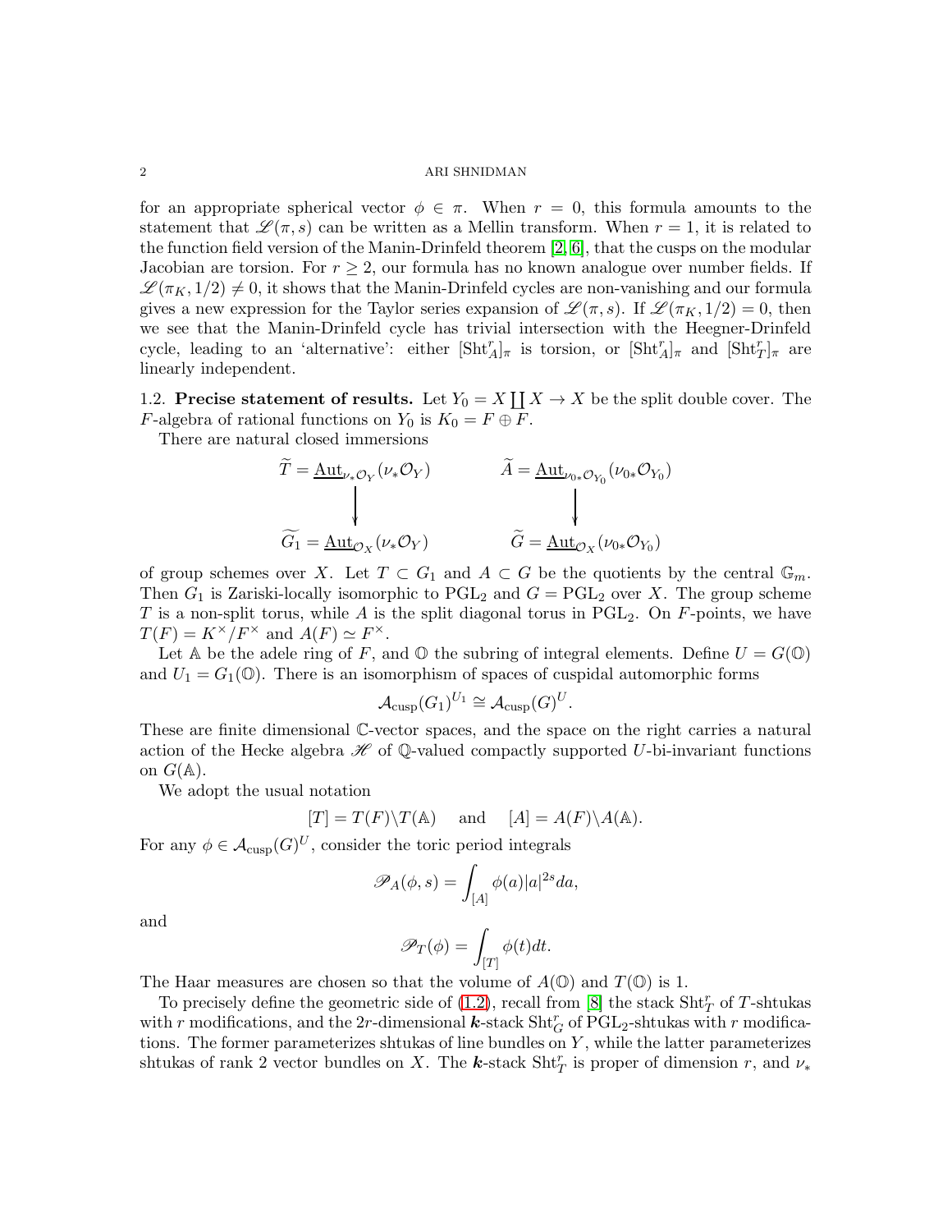for an appropriate spherical vector $\phi \in \pi$. When $r = 0$, this formula amounts to the statement that $\mathscr{L}(\pi, s)$ can be written as a Mellin transform. When $r = 1$, it is related to the function field version of the Manin-Drinfeld theorem [2, 6], that the cusps on the modular Jacobian are torsion. For $r \geq 2$, our formula has no known analogue over number fields. If $\mathscr{L}(\pi_K, 1/2) \neq 0$, it shows that the Manin-Drinfeld cycles are non-vanishing and our formula gives a new expression for the Taylor series expansion of $\mathscr{L}(\pi, s)$. If $\mathscr{L}(\pi_K, 1/2) = 0$, then we see that the Manin-Drinfeld cycle has trivial intersection with the Heegner-Drinfeld cycle, leading to an 'alternative': either $[\mathrm{Sht}^r_A]_\pi$ is torsion, or $[\mathrm{Sht}^r_A]_\pi$ and $[\mathrm{Sht}^r_T]_\pi$ are linearly independent.

## 1.2. Precise statement of results.

Let $Y_0 = X \coprod X \to X$ be the split double cover. The $F$-algebra of rational functions on $Y_0$ is $K_0 = F \oplus F$.

There are natural closed immersions

$$
\begin{array}{ccc}
\widetilde{T} = \underline{\mathrm{Aut}}_{\nu_* \mathcal{O}_Y}(\nu_* \mathcal{O}_Y) & \qquad & \widetilde{A} = \underline{\mathrm{Aut}}_{\nu_{0*} \mathcal{O}_{Y_0}}(\nu_{0*} \mathcal{O}_{Y_0}) \\
\big\downarrow & & \big\downarrow \\
\widetilde{G_1} = \underline{\mathrm{Aut}}_{\mathcal{O}_X}(\nu_* \mathcal{O}_Y) & & \widetilde{G} = \underline{\mathrm{Aut}}_{\mathcal{O}_X}(\nu_{0*} \mathcal{O}_{Y_0})
\end{array}
$$

of group schemes over $X$. Let $T \subset G_1$ and $A \subset G$ be the quotients by the central $\mathbb{G}_m$. Then $G_1$ is Zariski-locally isomorphic to $\mathrm{PGL}_2$ and $G = \mathrm{PGL}_2$ over $X$. The group scheme $T$ is a non-split torus, while $A$ is the split diagonal torus in $\mathrm{PGL}_2$. On $F$-points, we have $T(F) = K^\times / F^\times$ and $A(F) \simeq F^\times$.

Let $\mathbb{A}$ be the adele ring of $F$, and $\mathbb{O}$ the subring of integral elements. Define $U = G(\mathbb{O})$ and $U_1 = G_1(\mathbb{O})$. There is an isomorphism of spaces of cuspidal automorphic forms

$$
\mathcal{A}_{\mathrm{cusp}}(G_1)^{U_1} \cong \mathcal{A}_{\mathrm{cusp}}(G)^U.
$$

These are finite dimensional $\mathbb{C}$-vector spaces, and the space on the right carries a natural action of the Hecke algebra $\mathscr{H}$ of $\mathbb{Q}$-valued compactly supported $U$-bi-invariant functions on $G(\mathbb{A})$.

We adopt the usual notation

$$
[T] = T(F) \backslash T(\mathbb{A}) \quad \text{ and } \quad [A] = A(F) \backslash A(\mathbb{A}).
$$

For any $\phi \in \mathcal{A}_{\mathrm{cusp}}(G)^U$, consider the toric period integrals

$$
\mathscr{P}_A(\phi, s) = \int_{[A]} \phi(a) |a|^{2s} da,
$$

and

$$
\mathscr{P}_T(\phi) = \int_{[T]} \phi(t) dt.
$$

The Haar measures are chosen so that the volume of $A(\mathbb{O})$ and $T(\mathbb{O})$ is 1.

To precisely define the geometric side of (1.2), recall from [8] the stack $\mathrm{Sht}^r_T$ of $T$-shtukas with $r$ modifications, and the $2r$-dimensional $\boldsymbol{k}$-stack $\mathrm{Sht}^r_G$ of $\mathrm{PGL}_2$-shtukas with $r$ modifications. The former parameterizes shtukas of line bundles on $Y$, while the latter parameterizes shtukas of rank 2 vector bundles on $X$. The $\boldsymbol{k}$-stack $\mathrm{Sht}^r_T$ is proper of dimension $r$, and $\nu_*$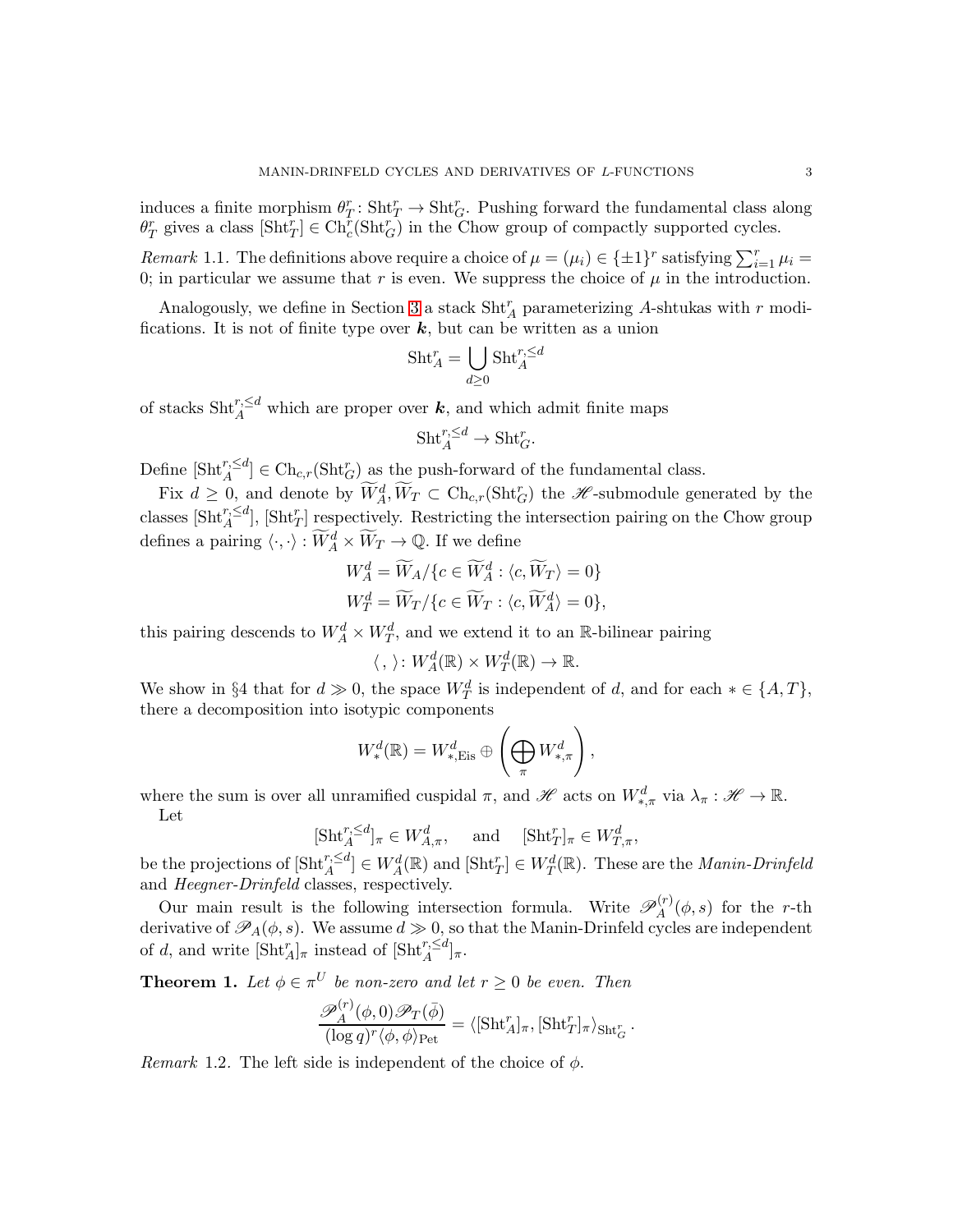induces a finite morphism $\theta_T^r \colon \mathrm{Sht}_T^r \to \mathrm{Sht}_G^r$. Pushing forward the fundamental class along $\theta_T^r$ gives a class $[\mathrm{Sht}_T^r] \in \mathrm{Ch}_c^r(\mathrm{Sht}_G^r)$ in the Chow group of compactly supported cycles.

*Remark* 1.1. The definitions above require a choice of $\mu = (\mu_i) \in \{\pm 1\}^r$ satisfying $\sum_{i=1}^r \mu_i = 0$; in particular we assume that $r$ is even. We suppress the choice of $\mu$ in the introduction.

Analogously, we define in Section 3 a stack $\mathrm{Sht}_A^r$ parameterizing $A$-shtukas with $r$ modifications. It is not of finite type over $\boldsymbol{k}$, but can be written as a union

$$\mathrm{Sht}_A^r = \bigcup_{d \geq 0} \mathrm{Sht}_A^{r, \leq d}$$

of stacks $\mathrm{Sht}_A^{r,\leq d}$ which are proper over $\boldsymbol{k}$, and which admit finite maps

$$\mathrm{Sht}_A^{r,\leq d} \to \mathrm{Sht}_G^r.$$

Define $[\mathrm{Sht}_A^{r,\leq d}] \in \mathrm{Ch}_{c,r}(\mathrm{Sht}_G^r)$ as the push-forward of the fundamental class.

Fix $d \geq 0$, and denote by $\widetilde{W}_A^d, \widetilde{W}_T \subset \mathrm{Ch}_{c,r}(\mathrm{Sht}_G^r)$ the $\mathscr{H}$-submodule generated by the classes $[\mathrm{Sht}_A^{r,\leq d}]$, $[\mathrm{Sht}_T^r]$ respectively. Restricting the intersection pairing on the Chow group defines a pairing $\langle \cdot, \cdot \rangle : \widetilde{W}_A^d \times \widetilde{W}_T \to \mathbb{Q}$. If we define

$$W_A^d = \widetilde{W}_A / \{c \in \widetilde{W}_A^d : \langle c, \widetilde{W}_T \rangle = 0\}$$
$$W_T^d = \widetilde{W}_T / \{c \in \widetilde{W}_T : \langle c, \widetilde{W}_A^d \rangle = 0\},$$

this pairing descends to $W_A^d \times W_T^d$, and we extend it to an $\mathbb{R}$-bilinear pairing

$$\langle \, , \, \rangle \colon W_A^d(\mathbb{R}) \times W_T^d(\mathbb{R}) \to \mathbb{R}.$$

We show in §4 that for $d \gg 0$, the space $W_T^d$ is independent of $d$, and for each $* \in \{A, T\}$, there a decomposition into isotypic components

$$W_*^d(\mathbb{R}) = W_{*,\mathrm{Eis}}^d \oplus \left( \bigoplus_\pi W_{*,\pi}^d \right),$$

where the sum is over all unramified cuspidal $\pi$, and $\mathscr{H}$ acts on $W_{*,\pi}^d$ via $\lambda_\pi : \mathscr{H} \to \mathbb{R}$.

Let

$$[\mathrm{Sht}_A^{r,\leq d}]_\pi \in W_{A,\pi}^d, \quad \text{and} \quad [\mathrm{Sht}_T^r]_\pi \in W_{T,\pi}^d,$$

be the projections of $[\mathrm{Sht}_A^{r,\leq d}] \in W_A^d(\mathbb{R})$ and $[\mathrm{Sht}_T^r] \in W_T^d(\mathbb{R})$. These are the *Manin-Drinfeld* and *Heegner-Drinfeld* classes, respectively.

Our main result is the following intersection formula. Write $\mathscr{P}_A^{(r)}(\phi, s)$ for the $r$-th derivative of $\mathscr{P}_A(\phi, s)$. We assume $d \gg 0$, so that the Manin-Drinfeld cycles are independent of $d$, and write $[\mathrm{Sht}_A^r]_\pi$ instead of $[\mathrm{Sht}_A^{r,\leq d}]_\pi$.

**Theorem 1.** *Let $\phi \in \pi^U$ be non-zero and let $r \geq 0$ be even. Then*

$$\frac{\mathscr{P}_A^{(r)}(\phi, 0)\mathscr{P}_T(\bar{\phi})}{(\log q)^r \langle \phi, \phi \rangle_{\mathrm{Pet}}} = \langle [\mathrm{Sht}_A^r]_\pi, [\mathrm{Sht}_T^r]_\pi \rangle_{\mathrm{Sht}_G^r}.$$

*Remark* 1.2. The left side is independent of the choice of $\phi$.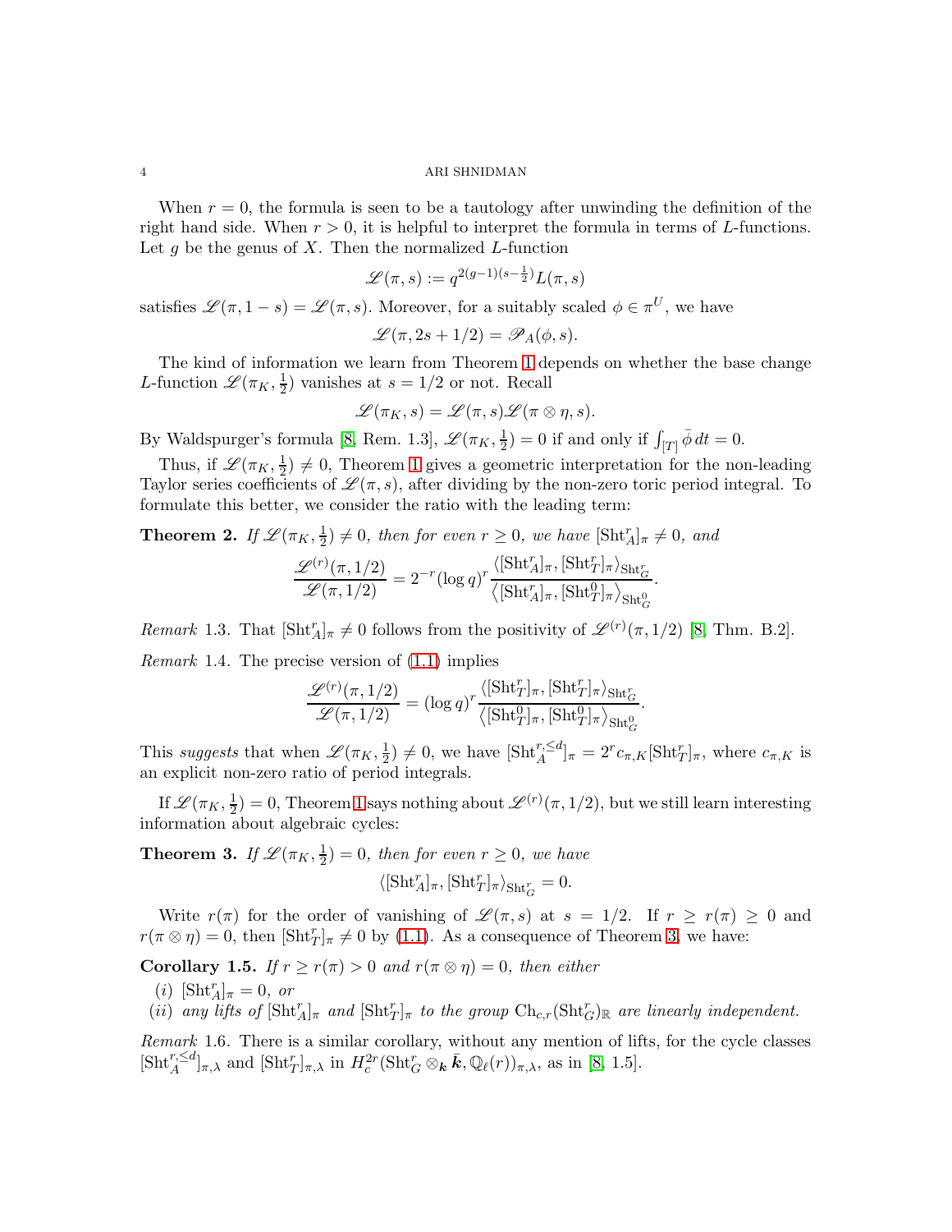When $r = 0$, the formula is seen to be a tautology after unwinding the definition of the right hand side. When $r > 0$, it is helpful to interpret the formula in terms of $L$-functions. Let $g$ be the genus of $X$. Then the normalized $L$-function

$$\mathscr{L}(\pi, s) := q^{2(g-1)(s-\frac{1}{2})}L(\pi, s)$$

satisfies $\mathscr{L}(\pi, 1-s) = \mathscr{L}(\pi, s)$. Moreover, for a suitably scaled $\phi \in \pi^U$, we have

$$\mathscr{L}(\pi, 2s + 1/2) = \mathscr{P}_A(\phi, s).$$

The kind of information we learn from Theorem 1 depends on whether the base change $L$-function $\mathscr{L}(\pi_K, \frac{1}{2})$ vanishes at $s = 1/2$ or not. Recall

$$\mathscr{L}(\pi_K, s) = \mathscr{L}(\pi, s)\mathscr{L}(\pi \otimes \eta, s).$$

By Waldspurger's formula [8, Rem. 1.3], $\mathscr{L}(\pi_K, \frac{1}{2}) = 0$ if and only if $\int_{[T]} \bar{\phi}\, dt = 0$.

Thus, if $\mathscr{L}(\pi_K, \frac{1}{2}) \neq 0$, Theorem 1 gives a geometric interpretation for the non-leading Taylor series coefficients of $\mathscr{L}(\pi, s)$, after dividing by the non-zero toric period integral. To formulate this better, we consider the ratio with the leading term:

**Theorem 2.** *If $\mathscr{L}(\pi_K, \frac{1}{2}) \neq 0$, then for even $r \geq 0$, we have $[\mathrm{Sht}_A^r]_\pi \neq 0$, and*

$$\frac{\mathscr{L}^{(r)}(\pi, 1/2)}{\mathscr{L}(\pi, 1/2)} = 2^{-r}(\log q)^r \frac{\langle [\mathrm{Sht}_A^r]_\pi, [\mathrm{Sht}_T^r]_\pi \rangle_{\mathrm{Sht}_G^r}}{\langle [\mathrm{Sht}_A^r]_\pi, [\mathrm{Sht}_T^0]_\pi \rangle_{\mathrm{Sht}_G^0}}.$$

*Remark* 1.3. That $[\mathrm{Sht}_A^r]_\pi \neq 0$ follows from the positivity of $\mathscr{L}^{(r)}(\pi, 1/2)$ [8, Thm. B.2].

*Remark* 1.4. The precise version of (1.1) implies

$$\frac{\mathscr{L}^{(r)}(\pi, 1/2)}{\mathscr{L}(\pi, 1/2)} = (\log q)^r \frac{\langle [\mathrm{Sht}_T^r]_\pi, [\mathrm{Sht}_T^r]_\pi \rangle_{\mathrm{Sht}_G^r}}{\langle [\mathrm{Sht}_T^0]_\pi, [\mathrm{Sht}_T^0]_\pi \rangle_{\mathrm{Sht}_G^0}}.$$

This *suggests* that when $\mathscr{L}(\pi_K, \frac{1}{2}) \neq 0$, we have $[\mathrm{Sht}_A^{r,\leq d}]_\pi = 2^r c_{\pi,K}[\mathrm{Sht}_T^r]_\pi$, where $c_{\pi,K}$ is an explicit non-zero ratio of period integrals.

If $\mathscr{L}(\pi_K, \frac{1}{2}) = 0$, Theorem 1 says nothing about $\mathscr{L}^{(r)}(\pi, 1/2)$, but we still learn interesting information about algebraic cycles:

**Theorem 3.** *If $\mathscr{L}(\pi_K, \frac{1}{2}) = 0$, then for even $r \geq 0$, we have*

$$\langle [\mathrm{Sht}_A^r]_\pi, [\mathrm{Sht}_T^r]_\pi \rangle_{\mathrm{Sht}_G^r} = 0.$$

Write $r(\pi)$ for the order of vanishing of $\mathscr{L}(\pi, s)$ at $s = 1/2$. If $r \geq r(\pi) \geq 0$ and $r(\pi \otimes \eta) = 0$, then $[\mathrm{Sht}_T^r]_\pi \neq 0$ by (1.1). As a consequence of Theorem 3, we have:

**Corollary 1.5.** *If $r \geq r(\pi) > 0$ and $r(\pi \otimes \eta) = 0$, then either*

(*i*) *$[\mathrm{Sht}_A^r]_\pi = 0$, or*

(*ii*) *any lifts of $[\mathrm{Sht}_A^r]_\pi$ and $[\mathrm{Sht}_T^r]_\pi$ to the group $\mathrm{Ch}_{c,r}(\mathrm{Sht}_G^r)_\mathbb{R}$ are linearly independent.*

*Remark* 1.6. There is a similar corollary, without any mention of lifts, for the cycle classes $[\mathrm{Sht}_A^{r,\leq d}]_{\pi,\lambda}$ and $[\mathrm{Sht}_T^r]_{\pi,\lambda}$ in $H_c^{2r}(\mathrm{Sht}_G^r \otimes_{\boldsymbol{k}} \bar{\boldsymbol{k}}, \mathbb{Q}_\ell(r))_{\pi,\lambda}$, as in [8, 1.5].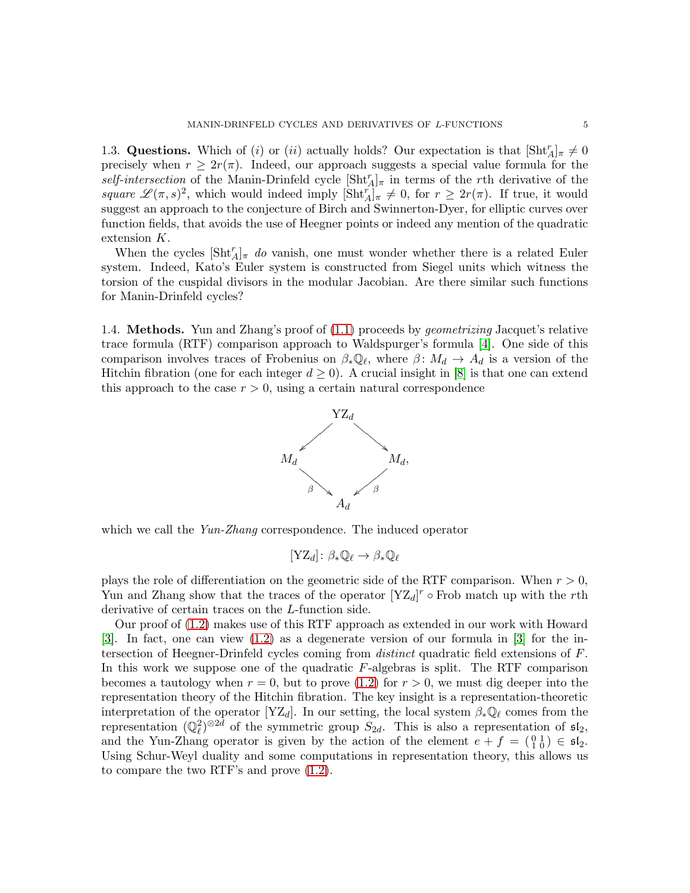1.3. **Questions.** Which of $(i)$ or $(ii)$ actually holds? Our expectation is that $[\mathrm{Sht}^r_A]_\pi \neq 0$ precisely when $r \geq 2r(\pi)$. Indeed, our approach suggests a special value formula for the *self-intersection* of the Manin-Drinfeld cycle $[\mathrm{Sht}^r_A]_\pi$ in terms of the $r$th derivative of the *square* $\mathscr{L}(\pi, s)^2$, which would indeed imply $[\mathrm{Sht}^r_A]_\pi \neq 0$, for $r \geq 2r(\pi)$. If true, it would suggest an approach to the conjecture of Birch and Swinnerton-Dyer, for elliptic curves over function fields, that avoids the use of Heegner points or indeed any mention of the quadratic extension $K$.

When the cycles $[\mathrm{Sht}^r_A]_\pi$ *do* vanish, one must wonder whether there is a related Euler system. Indeed, Kato's Euler system is constructed from Siegel units which witness the torsion of the cuspidal divisors in the modular Jacobian. Are there similar such functions for Manin-Drinfeld cycles?

1.4. **Methods.** Yun and Zhang's proof of (1.1) proceeds by *geometrizing* Jacquet's relative trace formula (RTF) comparison approach to Waldspurger's formula [4]. One side of this comparison involves traces of Frobenius on $\beta_*\mathbb{Q}_\ell$, where $\beta\colon M_d \to A_d$ is a version of the Hitchin fibration (one for each integer $d \geq 0$). A crucial insight in [8] is that one can extend this approach to the case $r > 0$, using a certain natural correspondence

$$
\begin{array}{ccccc}
 & & \mathrm{YZ}_d & & \\
 & \swarrow & & \searrow & \\
M_d & & & & M_d, \\
 & \searrow^{\beta} & & \swarrow^{\beta} & \\
 & & A_d & &
\end{array}
$$

which we call the *Yun-Zhang* correspondence. The induced operator

$$
[\mathrm{YZ}_d]\colon \beta_*\mathbb{Q}_\ell \to \beta_*\mathbb{Q}_\ell
$$

plays the role of differentiation on the geometric side of the RTF comparison. When $r > 0$, Yun and Zhang show that the traces of the operator $[\mathrm{YZ}_d]^r \circ \mathrm{Frob}$ match up with the $r$th derivative of certain traces on the $L$-function side.

Our proof of (1.2) makes use of this RTF approach as extended in our work with Howard [3]. In fact, one can view (1.2) as a degenerate version of our formula in [3] for the intersection of Heegner-Drinfeld cycles coming from *distinct* quadratic field extensions of $F$. In this work we suppose one of the quadratic $F$-algebras is split. The RTF comparison becomes a tautology when $r = 0$, but to prove (1.2) for $r > 0$, we must dig deeper into the representation theory of the Hitchin fibration. The key insight is a representation-theoretic interpretation of the operator $[\mathrm{YZ}_d]$. In our setting, the local system $\beta_*\mathbb{Q}_\ell$ comes from the representation $(\mathbb{Q}_\ell^2)^{\otimes 2d}$ of the symmetric group $S_{2d}$. This is also a representation of $\mathfrak{sl}_2$, and the Yun-Zhang operator is given by the action of the element $e + f = \left(\begin{smallmatrix} 0 & 1 \\ 1 & 0 \end{smallmatrix}\right) \in \mathfrak{sl}_2$. Using Schur-Weyl duality and some computations in representation theory, this allows us to compare the two RTF's and prove (1.2).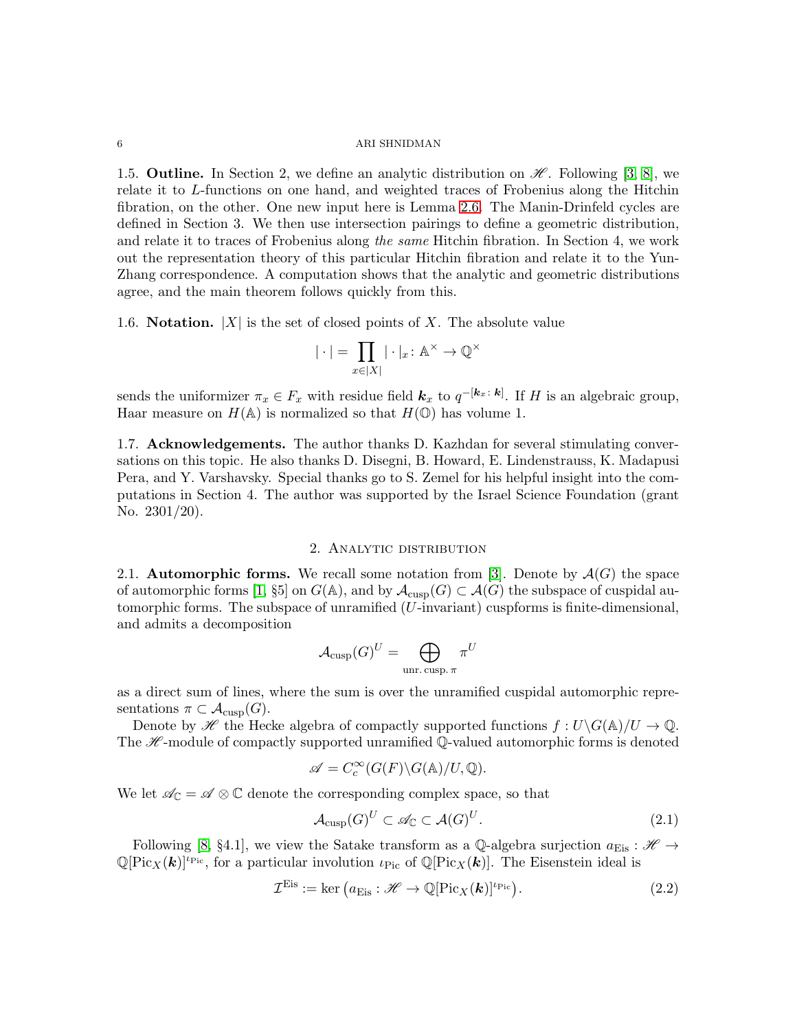**1.5. Outline.** In Section 2, we define an analytic distribution on $\mathscr{H}$. Following [3, 8], we relate it to $L$-functions on one hand, and weighted traces of Frobenius along the Hitchin fibration, on the other. One new input here is Lemma 2.6. The Manin-Drinfeld cycles are defined in Section 3. We then use intersection pairings to define a geometric distribution, and relate it to traces of Frobenius along *the same* Hitchin fibration. In Section 4, we work out the representation theory of this particular Hitchin fibration and relate it to the Yun-Zhang correspondence. A computation shows that the analytic and geometric distributions agree, and the main theorem follows quickly from this.

**1.6. Notation.** $|X|$ is the set of closed points of $X$. The absolute value

$$|\cdot| = \prod_{x\in|X|} |\cdot|_x \colon \mathbb{A}^\times \to \mathbb{Q}^\times$$

sends the uniformizer $\pi_x \in F_x$ with residue field $\boldsymbol{k}_x$ to $q^{-[\boldsymbol{k}_x : \boldsymbol{k}]}$. If $H$ is an algebraic group, Haar measure on $H(\mathbb{A})$ is normalized so that $H(\mathbb{O})$ has volume 1.

**1.7. Acknowledgements.** The author thanks D. Kazhdan for several stimulating conversations on this topic. He also thanks D. Disegni, B. Howard, E. Lindenstrauss, K. Madapusi Pera, and Y. Varshavsky. Special thanks go to S. Zemel for his helpful insight into the computations in Section 4. The author was supported by the Israel Science Foundation (grant No. 2301/20).

## 2. Analytic distribution

**2.1. Automorphic forms.** We recall some notation from [3]. Denote by $\mathcal{A}(G)$ the space of automorphic forms [1, §5] on $G(\mathbb{A})$, and by $\mathcal{A}_{\mathrm{cusp}}(G) \subset \mathcal{A}(G)$ the subspace of cuspidal automorphic forms. The subspace of unramified ($U$-invariant) cuspforms is finite-dimensional, and admits a decomposition

$$\mathcal{A}_{\mathrm{cusp}}(G)^U = \bigoplus_{\text{unr. cusp. }\pi} \pi^U$$

as a direct sum of lines, where the sum is over the unramified cuspidal automorphic representations $\pi \subset \mathcal{A}_{\mathrm{cusp}}(G)$.

Denote by $\mathscr{H}$ the Hecke algebra of compactly supported functions $f : U\backslash G(\mathbb{A})/U \to \mathbb{Q}$. The $\mathscr{H}$-module of compactly supported unramified $\mathbb{Q}$-valued automorphic forms is denoted

$$\mathscr{A} = C_c^\infty(G(F)\backslash G(\mathbb{A})/U, \mathbb{Q}).$$

We let $\mathscr{A}_{\mathbb{C}} = \mathscr{A} \otimes \mathbb{C}$ denote the corresponding complex space, so that

$$\mathcal{A}_{\mathrm{cusp}}(G)^U \subset \mathscr{A}_{\mathbb{C}} \subset \mathcal{A}(G)^U. \tag{2.1}$$

Following [8, §4.1], we view the Satake transform as a $\mathbb{Q}$-algebra surjection $a_{\mathrm{Eis}} : \mathscr{H} \to \mathbb{Q}[\mathrm{Pic}_X(\boldsymbol{k})]^{\iota_{\mathrm{Pic}}}$, for a particular involution $\iota_{\mathrm{Pic}}$ of $\mathbb{Q}[\mathrm{Pic}_X(\boldsymbol{k})]$. The Eisenstein ideal is

$$\mathcal{I}^{\mathrm{Eis}} := \ker\left(a_{\mathrm{Eis}} : \mathscr{H} \to \mathbb{Q}[\mathrm{Pic}_X(\boldsymbol{k})]^{\iota_{\mathrm{Pic}}}\right). \tag{2.2}$$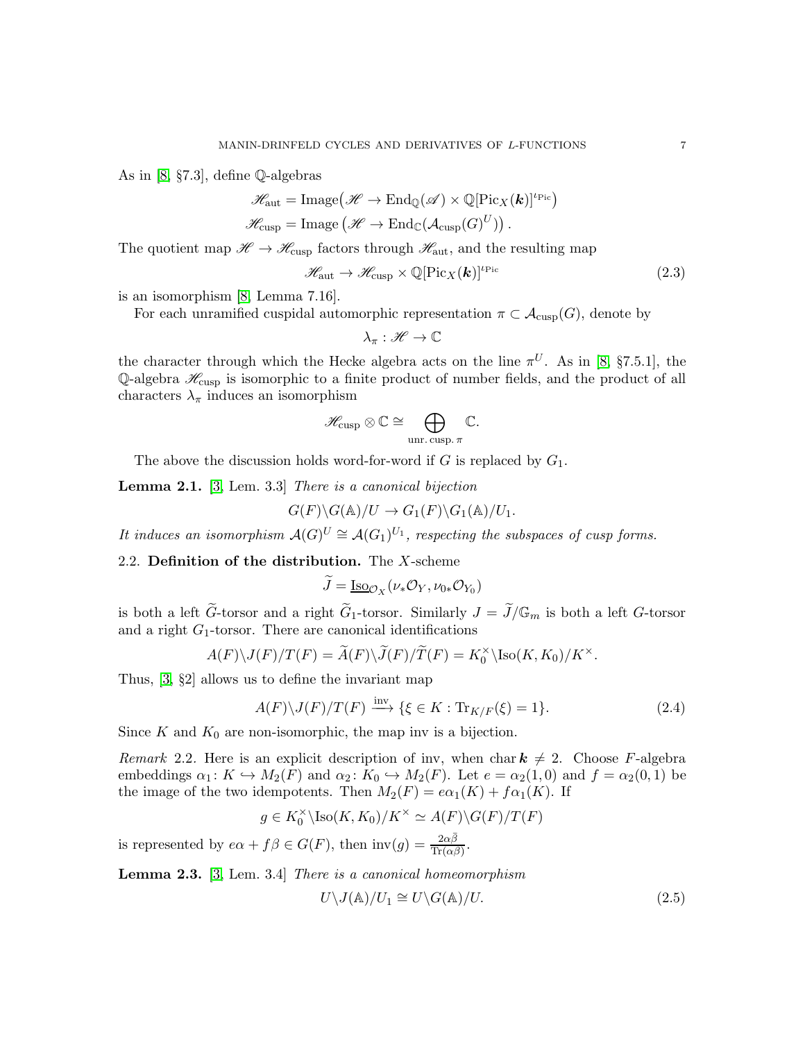As in [8, §7.3], define $\mathbb{Q}$-algebras

$$\mathscr{H}_{\rm aut} = \mathrm{Image}\big(\mathscr{H} \to \mathrm{End}_{\mathbb{Q}}(\mathscr{A}) \times \mathbb{Q}[\mathrm{Pic}_X(\boldsymbol{k})]^{\iota_{\rm Pic}}\big)$$
$$\mathscr{H}_{\rm cusp} = \mathrm{Image}\left(\mathscr{H} \to \mathrm{End}_{\mathbb{C}}(\mathcal{A}_{\rm cusp}(G)^U)\right).$$

The quotient map $\mathscr{H} \to \mathscr{H}_{\rm cusp}$ factors through $\mathscr{H}_{\rm aut}$, and the resulting map

$$\mathscr{H}_{\rm aut} \to \mathscr{H}_{\rm cusp} \times \mathbb{Q}[\mathrm{Pic}_X(\boldsymbol{k})]^{\iota_{\rm Pic}} \tag{2.3}$$

is an isomorphism [8, Lemma 7.16].

For each unramified cuspidal automorphic representation $\pi \subset \mathcal{A}_{\rm cusp}(G)$, denote by

$$\lambda_\pi : \mathscr{H} \to \mathbb{C}$$

the character through which the Hecke algebra acts on the line $\pi^U$. As in [8, §7.5.1], the $\mathbb{Q}$-algebra $\mathscr{H}_{\rm cusp}$ is isomorphic to a finite product of number fields, and the product of all characters $\lambda_\pi$ induces an isomorphism

$$\mathscr{H}_{\rm cusp} \otimes \mathbb{C} \cong \bigoplus_{\text{unr. cusp. } \pi} \mathbb{C}.$$

The above the discussion holds word-for-word if $G$ is replaced by $G_1$.

**Lemma 2.1.** [3, Lem. 3.3] *There is a canonical bijection*

$$G(F)\backslash G(\mathbb{A})/U \to G_1(F)\backslash G_1(\mathbb{A})/U_1.$$

*It induces an isomorphism $\mathcal{A}(G)^U \cong \mathcal{A}(G_1)^{U_1}$, respecting the subspaces of cusp forms.*

### 2.2. Definition of the distribution.

The $X$-scheme

$$\widetilde{J} = \underline{\mathrm{Iso}}_{\mathcal{O}_X}(\nu_*\mathcal{O}_Y, \nu_{0*}\mathcal{O}_{Y_0})$$

is both a left $\widetilde{G}$-torsor and a right $\widetilde{G}_1$-torsor. Similarly $J = \widetilde{J}/\mathbb{G}_m$ is both a left $G$-torsor and a right $G_1$-torsor. There are canonical identifications

$$A(F)\backslash J(F)/T(F) = \widetilde{A}(F)\backslash \widetilde{J}(F)/\widetilde{T}(F) = K_0^\times \backslash \mathrm{Iso}(K, K_0)/K^\times.$$

Thus, [3, §2] allows us to define the invariant map

$$A(F)\backslash J(F)/T(F) \xrightarrow{\rm inv} \{\xi \in K : \mathrm{Tr}_{K/F}(\xi) = 1\}. \tag{2.4}$$

Since $K$ and $K_0$ are non-isomorphic, the map inv is a bijection.

*Remark* 2.2. Here is an explicit description of inv, when $\mathrm{char}\, \boldsymbol{k} \neq 2$. Choose $F$-algebra embeddings $\alpha_1 \colon K \hookrightarrow M_2(F)$ and $\alpha_2 \colon K_0 \hookrightarrow M_2(F)$. Let $e = \alpha_2(1, 0)$ and $f = \alpha_2(0, 1)$ be the image of the two idempotents. Then $M_2(F) = e\alpha_1(K) + f\alpha_1(K)$. If

$$g \in K_0^\times \backslash \mathrm{Iso}(K, K_0)/K^\times \simeq A(F)\backslash G(F)/T(F)$$

is represented by $e\alpha + f\beta \in G(F)$, then $\mathrm{inv}(g) = \frac{2\alpha\bar{\beta}}{\mathrm{Tr}(\alpha\beta)}$.

**Lemma 2.3.** [3, Lem. 3.4] *There is a canonical homeomorphism*

$$U\backslash J(\mathbb{A})/U_1 \cong U\backslash G(\mathbb{A})/U. \tag{2.5}$$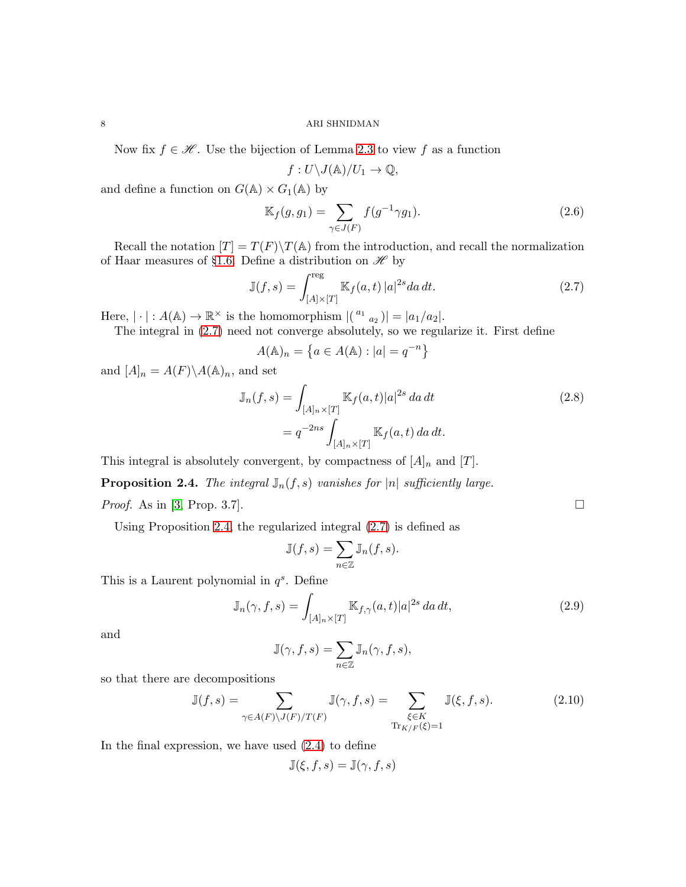Now fix $f \in \mathscr{H}$. Use the bijection of Lemma 2.3 to view $f$ as a function

$$f : U\backslash J(\mathbb{A})/U_1 \to \mathbb{Q},$$

and define a function on $G(\mathbb{A}) \times G_1(\mathbb{A})$ by

$$\mathbb{K}_f(g, g_1) = \sum_{\gamma \in J(F)} f(g^{-1}\gamma g_1). \tag{2.6}$$

Recall the notation $[T] = T(F)\backslash T(\mathbb{A})$ from the introduction, and recall the normalization of Haar measures of §1.6. Define a distribution on $\mathscr{H}$ by

$$\mathbb{J}(f, s) = \int_{[A]\times[T]}^{\mathrm{reg}} \mathbb{K}_f(a, t)\, |a|^{2s} da\, dt. \tag{2.7}$$

Here, $|\cdot| : A(\mathbb{A}) \to \mathbb{R}^\times$ is the homomorphism $|\left(\begin{smallmatrix} a_1 & \\ & a_2 \end{smallmatrix}\right)| = |a_1/a_2|$.

The integral in (2.7) need not converge absolutely, so we regularize it. First define

$$A(\mathbb{A})_n = \left\{a \in A(\mathbb{A}) : |a| = q^{-n}\right\}$$

and $[A]_n = A(F)\backslash A(\mathbb{A})_n$, and set

$$\begin{aligned} \mathbb{J}_n(f, s) &= \int_{[A]_n \times [T]} \mathbb{K}_f(a, t)|a|^{2s}\, da\, dt \\ &= q^{-2ns} \int_{[A]_n \times [T]} \mathbb{K}_f(a, t)\, da\, dt. \end{aligned} \tag{2.8}$$

This integral is absolutely convergent, by compactness of $[A]_n$ and $[T]$.

**Proposition 2.4.** *The integral $\mathbb{J}_n(f, s)$ vanishes for $|n|$ sufficiently large.*

*Proof.* As in [3, Prop. 3.7]. $\square$

Using Proposition 2.4, the regularized integral (2.7) is defined as

$$\mathbb{J}(f, s) = \sum_{n \in \mathbb{Z}} \mathbb{J}_n(f, s).$$

This is a Laurent polynomial in $q^s$. Define

$$\mathbb{J}_n(\gamma, f, s) = \int_{[A]_n \times [T]} \mathbb{K}_{f,\gamma}(a, t)|a|^{2s}\, da\, dt, \tag{2.9}$$

and

$$\mathbb{J}(\gamma, f, s) = \sum_{n \in \mathbb{Z}} \mathbb{J}_n(\gamma, f, s),$$

so that there are decompositions

$$\mathbb{J}(f, s) = \sum_{\gamma \in A(F)\backslash J(F)/T(F)} \mathbb{J}(\gamma, f, s) = \sum_{\substack{\xi \in K \\ \mathrm{Tr}_{K/F}(\xi) = 1}} \mathbb{J}(\xi, f, s). \tag{2.10}$$

In the final expression, we have used (2.4) to define

$$\mathbb{J}(\xi, f, s) = \mathbb{J}(\gamma, f, s)$$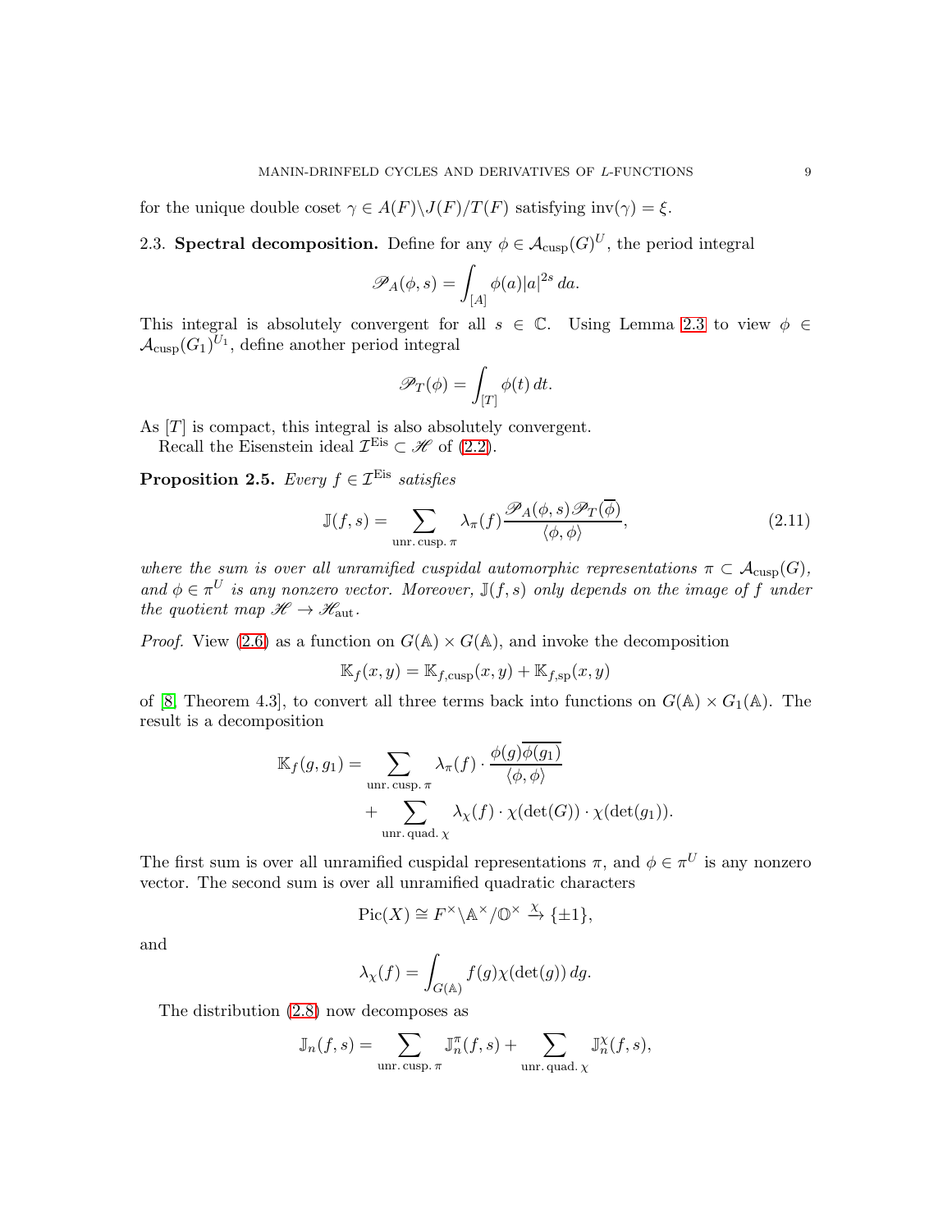for the unique double coset $\gamma \in A(F)\backslash J(F)/T(F)$ satisfying $\mathrm{inv}(\gamma) = \xi$.

## 2.3. Spectral decomposition.

Define for any $\phi \in \mathcal{A}_{\mathrm{cusp}}(G)^U$, the period integral

$$\mathscr{P}_A(\phi, s) = \int_{[A]} \phi(a)|a|^{2s}\, da.$$

This integral is absolutely convergent for all $s \in \mathbb{C}$. Using Lemma 2.3 to view $\phi \in \mathcal{A}_{\mathrm{cusp}}(G_1)^{U_1}$, define another period integral

$$\mathscr{P}_T(\phi) = \int_{[T]} \phi(t)\, dt.$$

As $[T]$ is compact, this integral is also absolutely convergent.

Recall the Eisenstein ideal $\mathcal{I}^{\mathrm{Eis}} \subset \mathscr{H}$ of (2.2).

**Proposition 2.5.** *Every $f \in \mathcal{I}^{\mathrm{Eis}}$ satisfies*

$$\mathbb{J}(f, s) = \sum_{\mathrm{unr.\,cusp.}\,\pi} \lambda_\pi(f) \frac{\mathscr{P}_A(\phi, s)\mathscr{P}_T(\overline{\phi})}{\langle \phi, \phi\rangle}, \tag{2.11}$$

*where the sum is over all unramified cuspidal automorphic representations $\pi \subset \mathcal{A}_{\mathrm{cusp}}(G)$, and $\phi \in \pi^U$ is any nonzero vector. Moreover, $\mathbb{J}(f, s)$ only depends on the image of $f$ under the quotient map $\mathscr{H} \to \mathscr{H}_{\mathrm{aut}}$.*

*Proof.* View (2.6) as a function on $G(\mathbb{A}) \times G(\mathbb{A})$, and invoke the decomposition

$$\mathbb{K}_f(x, y) = \mathbb{K}_{f,\mathrm{cusp}}(x, y) + \mathbb{K}_{f,\mathrm{sp}}(x, y)$$

of [8, Theorem 4.3], to convert all three terms back into functions on $G(\mathbb{A}) \times G_1(\mathbb{A})$. The result is a decomposition

$$\begin{aligned}\mathbb{K}_f(g, g_1) = &\sum_{\mathrm{unr.\,cusp.}\,\pi} \lambda_\pi(f) \cdot \frac{\phi(g)\overline{\phi(g_1)}}{\langle \phi, \phi\rangle} \\ &+ \sum_{\mathrm{unr.\,quad.}\,\chi} \lambda_\chi(f) \cdot \chi(\det(G)) \cdot \chi(\det(g_1)).\end{aligned}$$

The first sum is over all unramified cuspidal representations $\pi$, and $\phi \in \pi^U$ is any nonzero vector. The second sum is over all unramified quadratic characters

$$\mathrm{Pic}(X) \cong F^\times\backslash\mathbb{A}^\times/\mathbb{O}^\times \xrightarrow{\chi} \{\pm 1\},$$

and

$$\lambda_\chi(f) = \int_{G(\mathbb{A})} f(g)\chi(\det(g))\, dg.$$

The distribution (2.8) now decomposes as

$$\mathbb{J}_n(f, s) = \sum_{\mathrm{unr.\,cusp.}\,\pi} \mathbb{J}_n^\pi(f, s) + \sum_{\mathrm{unr.\,quad.}\,\chi} \mathbb{J}_n^\chi(f, s),$$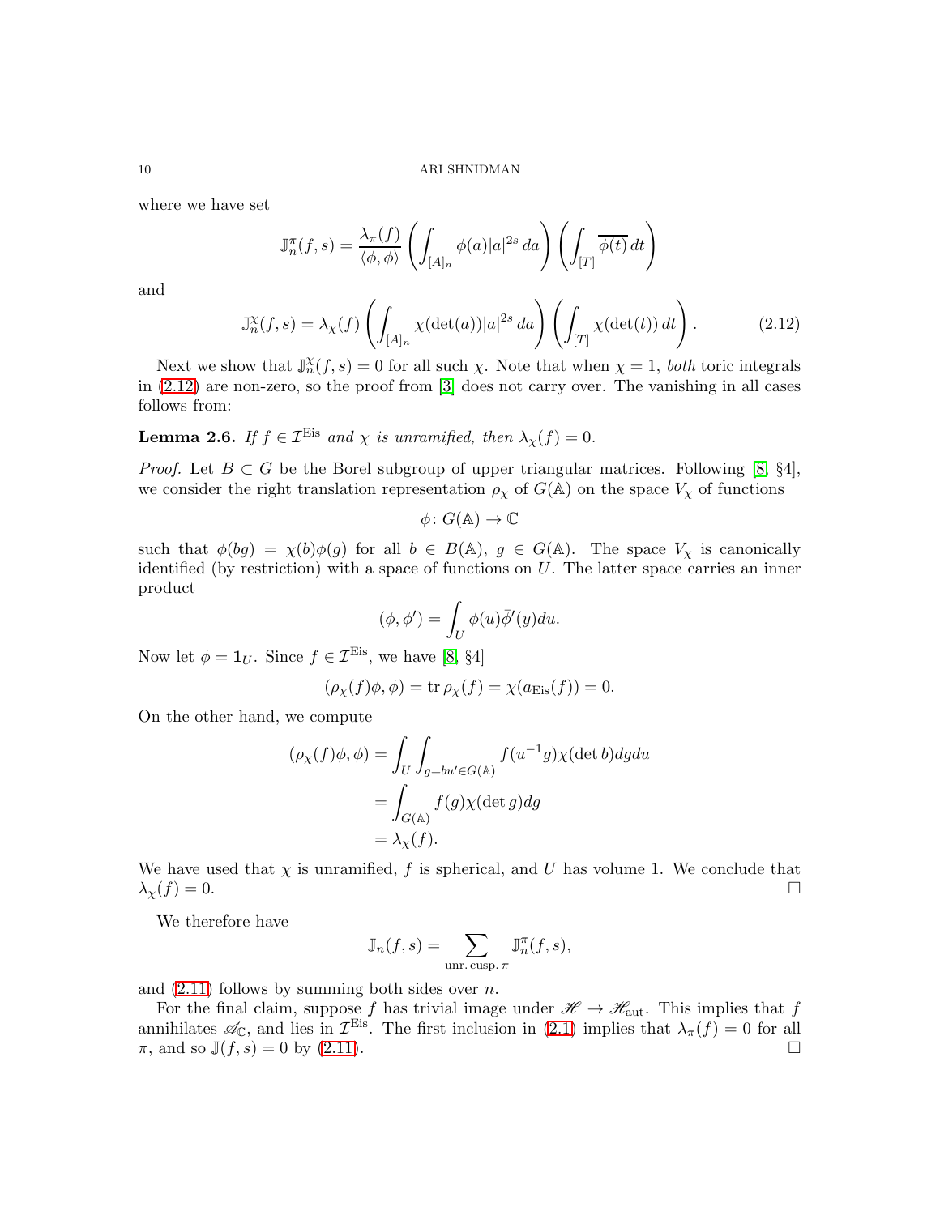where we have set

$$\mathbb{J}_n^{\pi}(f,s) = \frac{\lambda_\pi(f)}{\langle \phi, \phi \rangle} \left( \int_{[A]_n} \phi(a)|a|^{2s}\, da \right) \left( \int_{[T]} \overline{\phi(t)}\, dt \right)$$

and

$$\mathbb{J}_n^{\chi}(f,s) = \lambda_\chi(f) \left( \int_{[A]_n} \chi(\det(a))|a|^{2s}\, da \right) \left( \int_{[T]} \chi(\det(t))\, dt \right). \tag{2.12}$$

Next we show that $\mathbb{J}_n^{\chi}(f,s) = 0$ for all such $\chi$. Note that when $\chi = 1$, *both* toric integrals in (2.12) are non-zero, so the proof from [3] does not carry over. The vanishing in all cases follows from:

**Lemma 2.6.** *If $f \in \mathcal{I}^{\mathrm{Eis}}$ and $\chi$ is unramified, then $\lambda_\chi(f) = 0$.*

*Proof.* Let $B \subset G$ be the Borel subgroup of upper triangular matrices. Following [8, §4], we consider the right translation representation $\rho_\chi$ of $G(\mathbb{A})$ on the space $V_\chi$ of functions

$$\phi \colon G(\mathbb{A}) \to \mathbb{C}$$

such that $\phi(bg) = \chi(b)\phi(g)$ for all $b \in B(\mathbb{A})$, $g \in G(\mathbb{A})$. The space $V_\chi$ is canonically identified (by restriction) with a space of functions on $U$. The latter space carries an inner product

$$(\phi, \phi') = \int_U \phi(u)\bar{\phi}'(y)du.$$

Now let $\phi = \mathbf{1}_U$. Since $f \in \mathcal{I}^{\mathrm{Eis}}$, we have [8, §4]

$$(\rho_\chi(f)\phi, \phi) = \operatorname{tr} \rho_\chi(f) = \chi(a_{\mathrm{Eis}}(f)) = 0.$$

On the other hand, we compute

$$\begin{aligned}(\rho_\chi(f)\phi, \phi) &= \int_U \int_{g = bu' \in G(\mathbb{A})} f(u^{-1}g)\chi(\det b) dg du \\ &= \int_{G(\mathbb{A})} f(g)\chi(\det g) dg \\ &= \lambda_\chi(f).\end{aligned}$$

We have used that $\chi$ is unramified, $f$ is spherical, and $U$ has volume 1. We conclude that $\lambda_\chi(f) = 0$. $\square$

We therefore have

$$\mathbb{J}_n(f,s) = \sum_{\text{unr. cusp. } \pi} \mathbb{J}_n^{\pi}(f,s),$$

and (2.11) follows by summing both sides over $n$.

For the final claim, suppose $f$ has trivial image under $\mathscr{H} \to \mathscr{H}_{\mathrm{aut}}$. This implies that $f$ annihilates $\mathscr{A}_{\mathbb{C}}$, and lies in $\mathcal{I}^{\mathrm{Eis}}$. The first inclusion in (2.1) implies that $\lambda_\pi(f) = 0$ for all $\pi$, and so $\mathbb{J}(f,s) = 0$ by (2.11). $\square$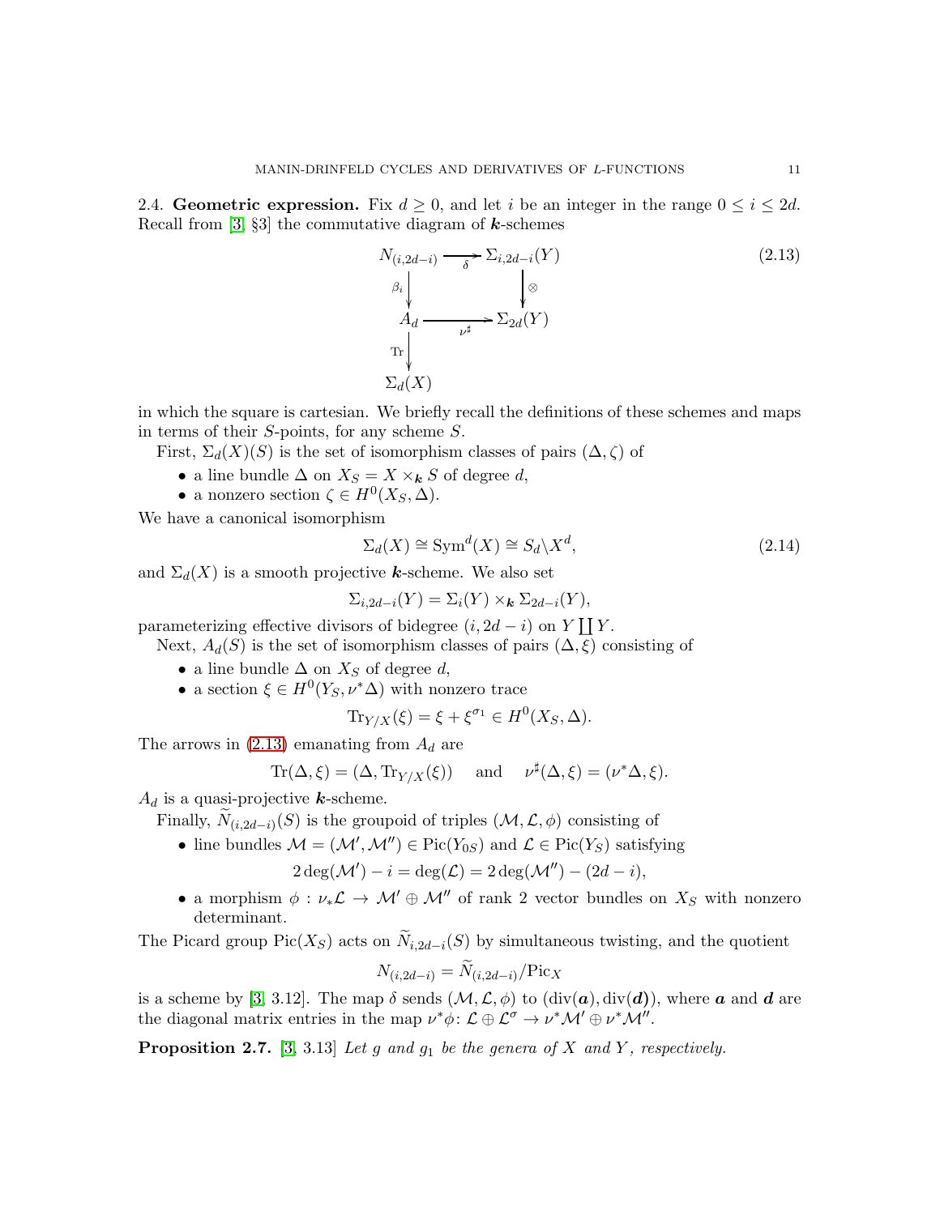2.4. **Geometric expression.** Fix $d \geq 0$, and let $i$ be an integer in the range $0 \leq i \leq 2d$. Recall from [3, §3] the commutative diagram of $\boldsymbol{k}$-schemes

$$\begin{array}{ccc} N_{(i,2d-i)} & \xrightarrow{\delta} & \Sigma_{i,2d-i}(Y) \\ {\scriptstyle \beta_i}\downarrow & & \downarrow{\scriptstyle \otimes} \\ A_d & \xrightarrow{\nu^\sharp} & \Sigma_{2d}(Y) \\ {\scriptstyle \mathrm{Tr}}\downarrow & & \\ \Sigma_d(X) & & \end{array} \tag{2.13}$$

in which the square is cartesian. We briefly recall the definitions of these schemes and maps in terms of their $S$-points, for any scheme $S$.

First, $\Sigma_d(X)(S)$ is the set of isomorphism classes of pairs $(\Delta, \zeta)$ of

- a line bundle $\Delta$ on $X_S = X \times_{\boldsymbol{k}} S$ of degree $d$,
- a nonzero section $\zeta \in H^0(X_S, \Delta)$.

We have a canonical isomorphism

$$\Sigma_d(X) \cong \mathrm{Sym}^d(X) \cong S_d \backslash X^d, \tag{2.14}$$

and $\Sigma_d(X)$ is a smooth projective $\boldsymbol{k}$-scheme. We also set

$$\Sigma_{i,2d-i}(Y) = \Sigma_i(Y) \times_{\boldsymbol{k}} \Sigma_{2d-i}(Y),$$

parameterizing effective divisors of bidegree $(i, 2d-i)$ on $Y \coprod Y$.

Next, $A_d(S)$ is the set of isomorphism classes of pairs $(\Delta, \xi)$ consisting of

- a line bundle $\Delta$ on $X_S$ of degree $d$,
- a section $\xi \in H^0(Y_S, \nu^*\Delta)$ with nonzero trace

$$\mathrm{Tr}_{Y/X}(\xi) = \xi + \xi^{\sigma_1} \in H^0(X_S, \Delta).$$

The arrows in (2.13) emanating from $A_d$ are

$$\mathrm{Tr}(\Delta, \xi) = (\Delta, \mathrm{Tr}_{Y/X}(\xi)) \quad \text{ and } \quad \nu^\sharp(\Delta, \xi) = (\nu^*\Delta, \xi).$$

$A_d$ is a quasi-projective $\boldsymbol{k}$-scheme.

Finally, $\widetilde{N}_{(i,2d-i)}(S)$ is the groupoid of triples $(\mathcal{M}, \mathcal{L}, \phi)$ consisting of

- line bundles $\mathcal{M} = (\mathcal{M}', \mathcal{M}'') \in \mathrm{Pic}(Y_{0S})$ and $\mathcal{L} \in \mathrm{Pic}(Y_S)$ satisfying

$$2\deg(\mathcal{M}') - i = \deg(\mathcal{L}) = 2\deg(\mathcal{M}'') - (2d - i),$$

- a morphism $\phi : \nu_*\mathcal{L} \to \mathcal{M}' \oplus \mathcal{M}''$ of rank 2 vector bundles on $X_S$ with nonzero determinant.

The Picard group $\mathrm{Pic}(X_S)$ acts on $\widetilde{N}_{i,2d-i}(S)$ by simultaneous twisting, and the quotient

$$N_{(i,2d-i)} = \widetilde{N}_{(i,2d-i)}/\mathrm{Pic}_X$$

is a scheme by [3, 3.12]. The map $\delta$ sends $(\mathcal{M}, \mathcal{L}, \phi)$ to $(\mathrm{div}(\boldsymbol{a}), \mathrm{div}(\boldsymbol{d}))$, where $\boldsymbol{a}$ and $\boldsymbol{d}$ are the diagonal matrix entries in the map $\nu^*\phi \colon \mathcal{L} \oplus \mathcal{L}^\sigma \to \nu^*\mathcal{M}' \oplus \nu^*\mathcal{M}''$.

**Proposition 2.7.** [3, 3.13] *Let $g$ and $g_1$ be the genera of $X$ and $Y$, respectively.*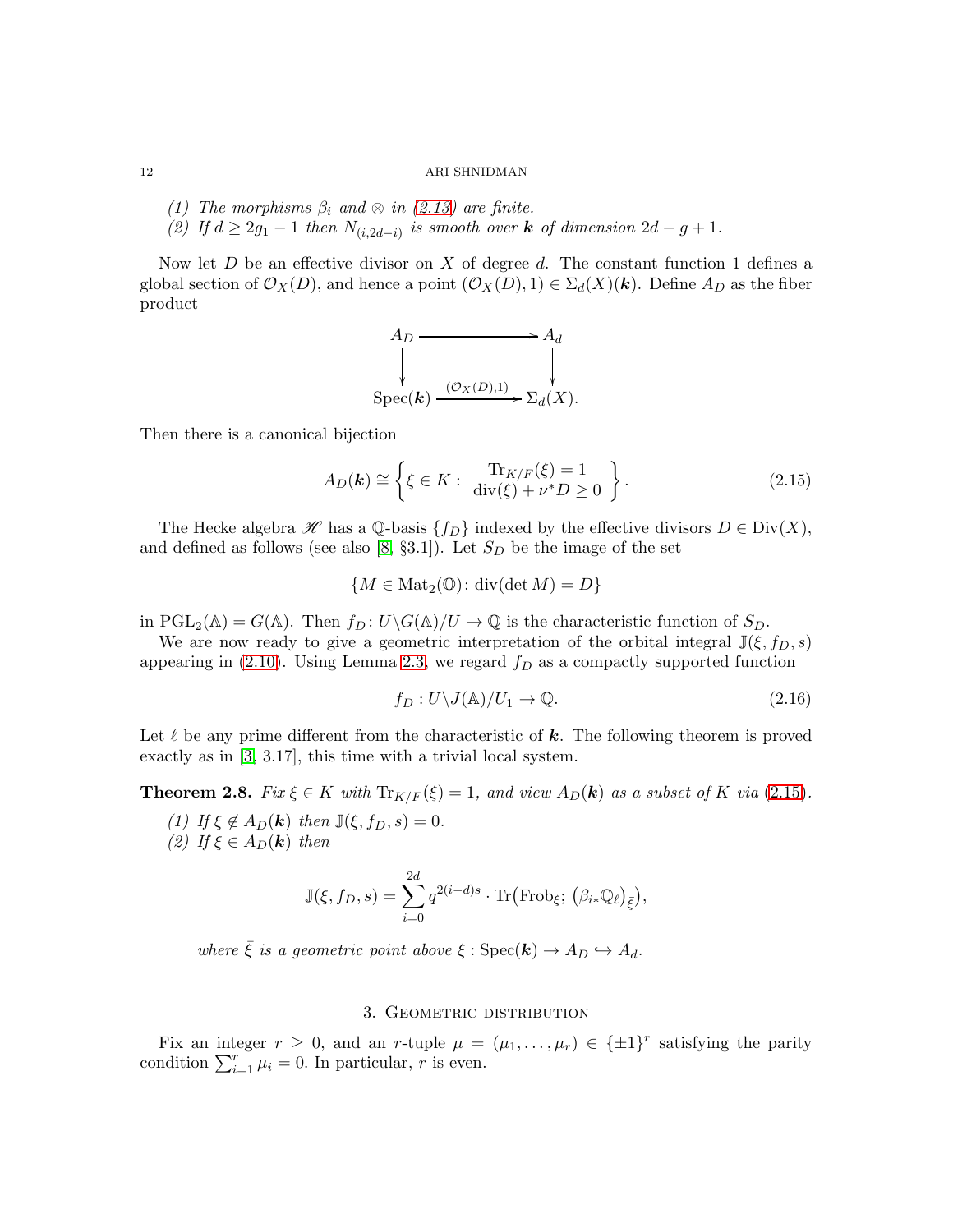*(1) The morphisms $\beta_i$ and $\otimes$ in (2.13) are finite.*

*(2) If $d \geq 2g_1 - 1$ then $N_{(i,2d-i)}$ is smooth over $\boldsymbol{k}$ of dimension $2d - g + 1$.*

Now let $D$ be an effective divisor on $X$ of degree $d$. The constant function 1 defines a global section of $\mathcal{O}_X(D)$, and hence a point $(\mathcal{O}_X(D), 1) \in \Sigma_d(X)(\boldsymbol{k})$. Define $A_D$ as the fiber product

$$\begin{array}{ccc} A_D & \longrightarrow & A_d \\ \downarrow & & \downarrow \\ \mathrm{Spec}(\boldsymbol{k}) & \xrightarrow{(\mathcal{O}_X(D),1)} & \Sigma_d(X). \end{array}$$

Then there is a canonical bijection

$$A_D(\boldsymbol{k}) \cong \left\{ \xi \in K : \begin{array}{c} \mathrm{Tr}_{K/F}(\xi) = 1 \\ \mathrm{div}(\xi) + \nu^* D \geq 0 \end{array} \right\}. \tag{2.15}$$

The Hecke algebra $\mathscr{H}$ has a $\mathbb{Q}$-basis $\{f_D\}$ indexed by the effective divisors $D \in \mathrm{Div}(X)$, and defined as follows (see also [8, §3.1]). Let $S_D$ be the image of the set

$$\{M \in \mathrm{Mat}_2(\mathbb{O}) \colon \mathrm{div}(\det M) = D\}$$

in $\mathrm{PGL}_2(\mathbb{A}) = G(\mathbb{A})$. Then $f_D \colon U \backslash G(\mathbb{A})/U \to \mathbb{Q}$ is the characteristic function of $S_D$.

We are now ready to give a geometric interpretation of the orbital integral $\mathbb{J}(\xi, f_D, s)$ appearing in (2.10). Using Lemma 2.3, we regard $f_D$ as a compactly supported function

$$f_D : U \backslash J(\mathbb{A})/U_1 \to \mathbb{Q}. \tag{2.16}$$

Let $\ell$ be any prime different from the characteristic of $\boldsymbol{k}$. The following theorem is proved exactly as in [3, 3.17], this time with a trivial local system.

**Theorem 2.8.** *Fix $\xi \in K$ with $\mathrm{Tr}_{K/F}(\xi) = 1$, and view $A_D(\boldsymbol{k})$ as a subset of $K$ via (2.15).*

*(1) If $\xi \notin A_D(\boldsymbol{k})$ then $\mathbb{J}(\xi, f_D, s) = 0$.*

*(2) If $\xi \in A_D(\boldsymbol{k})$ then*

$$\mathbb{J}(\xi, f_D, s) = \sum_{i=0}^{2d} q^{2(i-d)s} \cdot \mathrm{Tr}\big(\mathrm{Frob}_\xi;\, \big(\beta_{i*}\mathbb{Q}_\ell\big)_{\bar{\xi}}\big),$$

*where $\bar{\xi}$ is a geometric point above $\xi : \mathrm{Spec}(\boldsymbol{k}) \to A_D \hookrightarrow A_d$.*

## 3. Geometric distribution

Fix an integer $r \geq 0$, and an $r$-tuple $\mu = (\mu_1, \ldots, \mu_r) \in \{\pm 1\}^r$ satisfying the parity condition $\sum_{i=1}^r \mu_i = 0$. In particular, $r$ is even.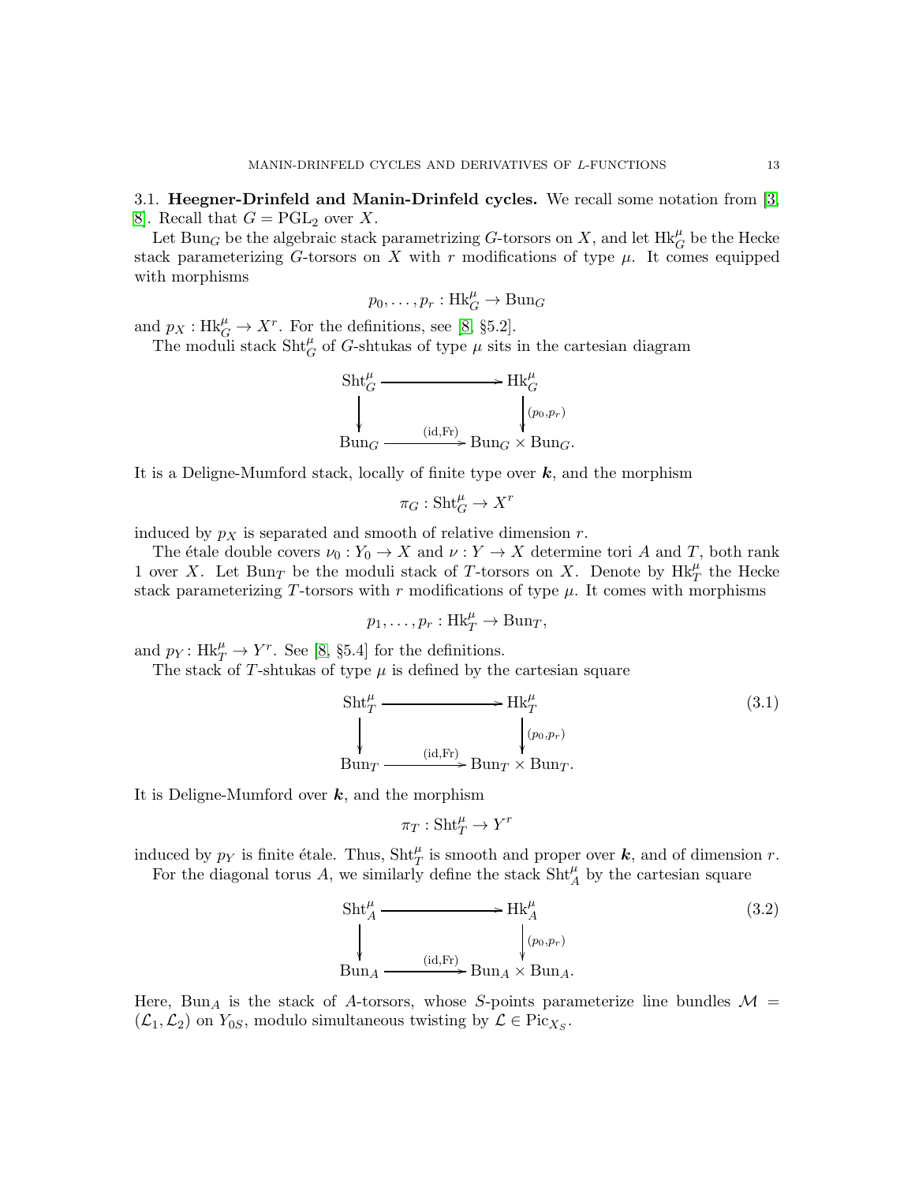## 3.1. Heegner-Drinfeld and Manin-Drinfeld cycles.

We recall some notation from [3, 8]. Recall that $G = \mathrm{PGL}_2$ over $X$.

Let $\mathrm{Bun}_G$ be the algebraic stack parametrizing $G$-torsors on $X$, and let $\mathrm{Hk}_G^\mu$ be the Hecke stack parameterizing $G$-torsors on $X$ with $r$ modifications of type $\mu$. It comes equipped with morphisms

$$p_0, \dots, p_r : \mathrm{Hk}_G^\mu \to \mathrm{Bun}_G$$

and $p_X : \mathrm{Hk}_G^\mu \to X^r$. For the definitions, see [8, §5.2].

The moduli stack $\mathrm{Sht}_G^\mu$ of $G$-shtukas of type $\mu$ sits in the cartesian diagram

$$\begin{array}{ccc} \mathrm{Sht}_G^\mu & \longrightarrow & \mathrm{Hk}_G^\mu \\ \downarrow & & \downarrow{\scriptstyle (p_0, p_r)} \\ \mathrm{Bun}_G & \xrightarrow{(\mathrm{id}, \mathrm{Fr})} & \mathrm{Bun}_G \times \mathrm{Bun}_G. \end{array}$$

It is a Deligne-Mumford stack, locally of finite type over $\boldsymbol{k}$, and the morphism

$$\pi_G : \mathrm{Sht}_G^\mu \to X^r$$

induced by $p_X$ is separated and smooth of relative dimension $r$.

The étale double covers $\nu_0 : Y_0 \to X$ and $\nu : Y \to X$ determine tori $A$ and $T$, both rank 1 over $X$. Let $\mathrm{Bun}_T$ be the moduli stack of $T$-torsors on $X$. Denote by $\mathrm{Hk}_T^\mu$ the Hecke stack parameterizing $T$-torsors with $r$ modifications of type $\mu$. It comes with morphisms

$$p_1, \dots, p_r : \mathrm{Hk}_T^\mu \to \mathrm{Bun}_T,$$

and $p_Y : \mathrm{Hk}_T^\mu \to Y^r$. See [8, §5.4] for the definitions.

The stack of $T$-shtukas of type $\mu$ is defined by the cartesian square

$$\begin{array}{ccc} \mathrm{Sht}_T^\mu & \longrightarrow & \mathrm{Hk}_T^\mu \\ \downarrow & & \downarrow{\scriptstyle (p_0, p_r)} \\ \mathrm{Bun}_T & \xrightarrow{(\mathrm{id}, \mathrm{Fr})} & \mathrm{Bun}_T \times \mathrm{Bun}_T. \end{array} \tag{3.1}$$

It is Deligne-Mumford over $\boldsymbol{k}$, and the morphism

$$\pi_T : \mathrm{Sht}_T^\mu \to Y^r$$

induced by $p_Y$ is finite étale. Thus, $\mathrm{Sht}_T^\mu$ is smooth and proper over $\boldsymbol{k}$, and of dimension $r$.

For the diagonal torus $A$, we similarly define the stack $\mathrm{Sht}_A^\mu$ by the cartesian square

$$\begin{array}{ccc} \mathrm{Sht}_A^\mu & \longrightarrow & \mathrm{Hk}_A^\mu \\ \downarrow & & \downarrow{\scriptstyle (p_0, p_r)} \\ \mathrm{Bun}_A & \xrightarrow{(\mathrm{id}, \mathrm{Fr})} & \mathrm{Bun}_A \times \mathrm{Bun}_A. \end{array} \tag{3.2}$$

Here, $\mathrm{Bun}_A$ is the stack of $A$-torsors, whose $S$-points parameterize line bundles $\mathcal{M} = (\mathcal{L}_1, \mathcal{L}_2)$ on $Y_{0S}$, modulo simultaneous twisting by $\mathcal{L} \in \mathrm{Pic}_{X_S}$.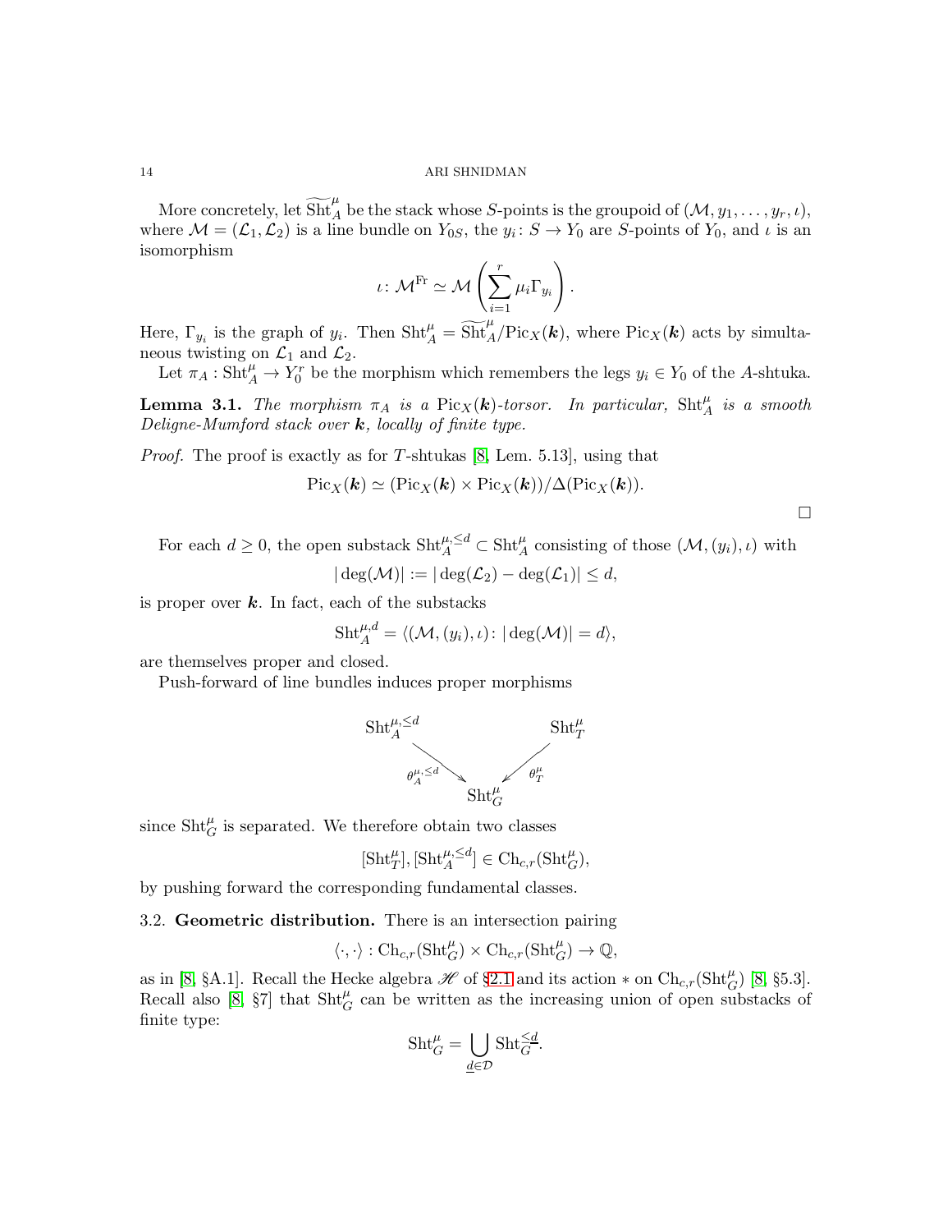More concretely, let $\widetilde{\mathrm{Sht}}_A^\mu$ be the stack whose $S$-points is the groupoid of $(\mathcal{M}, y_1, \ldots, y_r, \iota)$, where $\mathcal{M} = (\mathcal{L}_1, \mathcal{L}_2)$ is a line bundle on $Y_{0S}$, the $y_i \colon S \to Y_0$ are $S$-points of $Y_0$, and $\iota$ is an isomorphism

$$\iota \colon \mathcal{M}^{\mathrm{Fr}} \simeq \mathcal{M}\left(\sum_{i=1}^r \mu_i \Gamma_{y_i}\right).$$

Here, $\Gamma_{y_i}$ is the graph of $y_i$. Then $\mathrm{Sht}_A^\mu = \widetilde{\mathrm{Sht}}_A^\mu / \mathrm{Pic}_X(\boldsymbol{k})$, where $\mathrm{Pic}_X(\boldsymbol{k})$ acts by simultaneous twisting on $\mathcal{L}_1$ and $\mathcal{L}_2$.

Let $\pi_A : \mathrm{Sht}_A^\mu \to Y_0^r$ be the morphism which remembers the legs $y_i \in Y_0$ of the $A$-shtuka.

**Lemma 3.1.** *The morphism $\pi_A$ is a $\mathrm{Pic}_X(\boldsymbol{k})$-torsor. In particular, $\mathrm{Sht}_A^\mu$ is a smooth Deligne-Mumford stack over $\boldsymbol{k}$, locally of finite type.*

*Proof.* The proof is exactly as for $T$-shtukas [8, Lem. 5.13], using that

$$\mathrm{Pic}_X(\boldsymbol{k}) \simeq (\mathrm{Pic}_X(\boldsymbol{k}) \times \mathrm{Pic}_X(\boldsymbol{k}))/\Delta(\mathrm{Pic}_X(\boldsymbol{k})).$$

$\square$

For each $d \geq 0$, the open substack $\mathrm{Sht}_A^{\mu, \leq d} \subset \mathrm{Sht}_A^\mu$ consisting of those $(\mathcal{M}, (y_i), \iota)$ with

$$|\deg(\mathcal{M})| := |\deg(\mathcal{L}_2) - \deg(\mathcal{L}_1)| \leq d,$$

is proper over $\boldsymbol{k}$. In fact, each of the substacks

$$\mathrm{Sht}_A^{\mu, d} = \langle (\mathcal{M}, (y_i), \iota) \colon |\deg(\mathcal{M})| = d \rangle,$$

are themselves proper and closed.

Push-forward of line bundles induces proper morphisms

$$\mathrm{Sht}_A^{\mu,\leq d} \xrightarrow{\theta_A^{\mu,\leq d}} \mathrm{Sht}_G^\mu \xleftarrow{\theta_T^\mu} \mathrm{Sht}_T^\mu$$

since $\mathrm{Sht}_G^\mu$ is separated. We therefore obtain two classes

$$[\mathrm{Sht}_T^\mu], [\mathrm{Sht}_A^{\mu, \leq d}] \in \mathrm{Ch}_{c,r}(\mathrm{Sht}_G^\mu),$$

by pushing forward the corresponding fundamental classes.

3.2. **Geometric distribution.** There is an intersection pairing

$$\langle \cdot, \cdot \rangle : \mathrm{Ch}_{c,r}(\mathrm{Sht}_G^\mu) \times \mathrm{Ch}_{c,r}(\mathrm{Sht}_G^\mu) \to \mathbb{Q},$$

as in [8, §A.1]. Recall the Hecke algebra $\mathscr{H}$ of §2.1 and its action $*$ on $\mathrm{Ch}_{c,r}(\mathrm{Sht}_G^\mu)$ [8, §5.3]. Recall also [8, §7] that $\mathrm{Sht}_G^\mu$ can be written as the increasing union of open substacks of finite type:

$$\mathrm{Sht}_G^\mu = \bigcup_{\underline{d} \in \mathcal{D}} \mathrm{Sht}_G^{\leq \underline{d}}.$$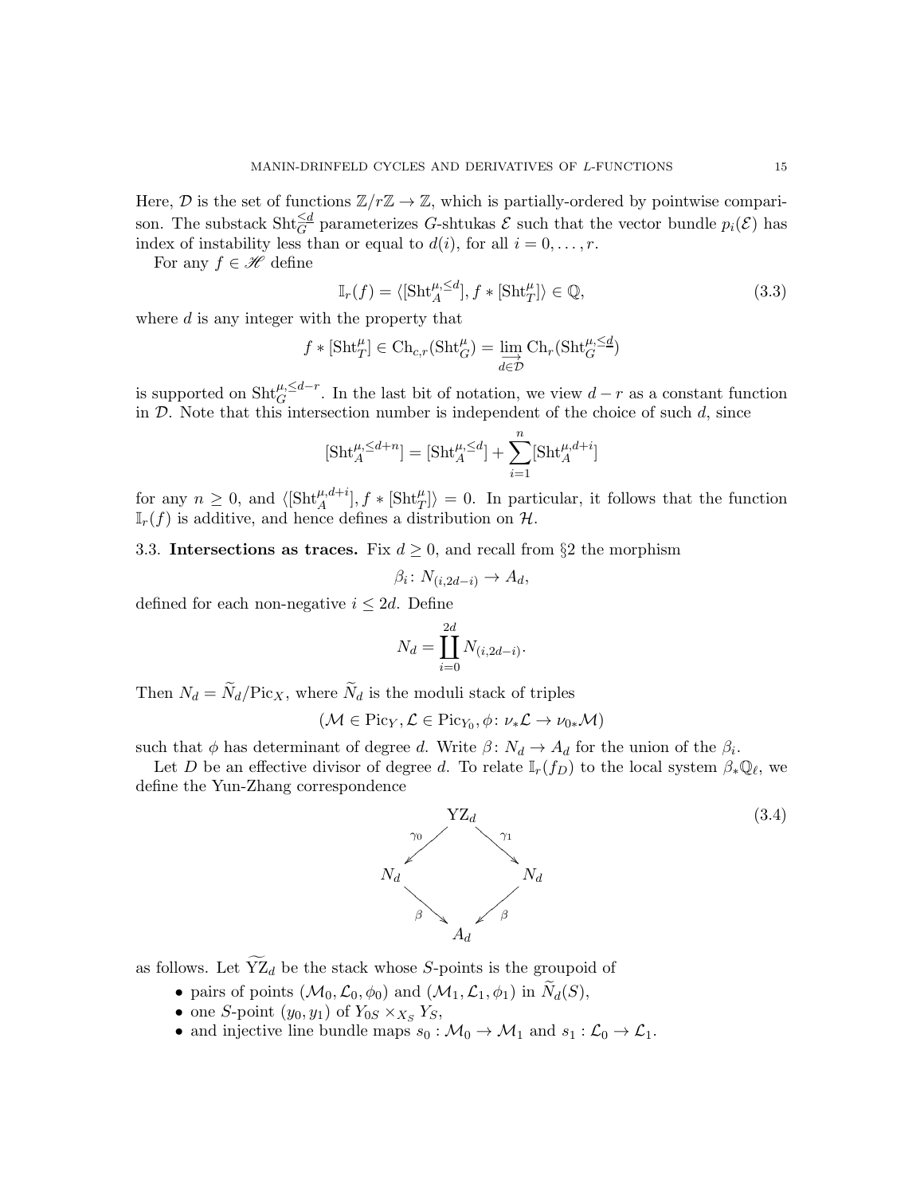Here, $\mathcal{D}$ is the set of functions $\mathbb{Z}/r\mathbb{Z} \to \mathbb{Z}$, which is partially-ordered by pointwise comparison. The substack $\mathrm{Sht}_G^{\leq d}$ parameterizes $G$-shtukas $\mathcal{E}$ such that the vector bundle $p_i(\mathcal{E})$ has index of instability less than or equal to $d(i)$, for all $i = 0, \dots, r$.

For any $f \in \mathscr{H}$ define

$$\mathbb{I}_r(f) = \langle [\mathrm{Sht}_A^{\mu, \leq d}], f * [\mathrm{Sht}_T^{\mu}] \rangle \in \mathbb{Q}, \tag{3.3}$$

where $d$ is any integer with the property that

$$f * [\mathrm{Sht}_T^{\mu}] \in \mathrm{Ch}_{c,r}(\mathrm{Sht}_G^{\mu}) = \varinjlim_{d \in \mathcal{D}} \mathrm{Ch}_r(\mathrm{Sht}_G^{\mu, \leq d})$$

is supported on $\mathrm{Sht}_G^{\mu, \leq d-r}$. In the last bit of notation, we view $d - r$ as a constant function in $\mathcal{D}$. Note that this intersection number is independent of the choice of such $d$, since

$$[\mathrm{Sht}_A^{\mu, \leq d+n}] = [\mathrm{Sht}_A^{\mu, \leq d}] + \sum_{i=1}^{n} [\mathrm{Sht}_A^{\mu, d+i}]$$

for any $n \geq 0$, and $\langle [\mathrm{Sht}_A^{\mu, d+i}], f * [\mathrm{Sht}_T^{\mu}] \rangle = 0$. In particular, it follows that the function $\mathbb{I}_r(f)$ is additive, and hence defines a distribution on $\mathcal{H}$.

### 3.3. Intersections as traces.

Fix $d \geq 0$, and recall from §2 the morphism

$$\beta_i \colon N_{(i, 2d-i)} \to A_d,$$

defined for each non-negative $i \leq 2d$. Define

$$N_d = \coprod_{i=0}^{2d} N_{(i, 2d-i)}.$$

Then $N_d = \widetilde{N}_d / \mathrm{Pic}_X$, where $\widetilde{N}_d$ is the moduli stack of triples

$$(\mathcal{M} \in \mathrm{Pic}_Y, \mathcal{L} \in \mathrm{Pic}_{Y_0}, \phi \colon \nu_* \mathcal{L} \to \nu_{0*} \mathcal{M})$$

such that $\phi$ has determinant of degree $d$. Write $\beta \colon N_d \to A_d$ for the union of the $\beta_i$.

Let $D$ be an effective divisor of degree $d$. To relate $\mathbb{I}_r(f_D)$ to the local system $\beta_* \mathbb{Q}_\ell$, we define the Yun-Zhang correspondence

$$\begin{array}{ccccc} & & \mathrm{YZ}_d & & \\ & \swarrow^{\gamma_0} & & \searrow^{\gamma_1} & \\ N_d & & & & N_d \\ & \searrow_{\beta} & & \swarrow_{\beta} & \\ & & A_d & & \end{array} \tag{3.4}$$

as follows. Let $\widetilde{\mathrm{YZ}}_d$ be the stack whose $S$-points is the groupoid of

- pairs of points $(\mathcal{M}_0, \mathcal{L}_0, \phi_0)$ and $(\mathcal{M}_1, \mathcal{L}_1, \phi_1)$ in $\widetilde{N}_d(S)$,
- one $S$-point $(y_0, y_1)$ of $Y_{0S} \times_{X_S} Y_S$,
- and injective line bundle maps $s_0 : \mathcal{M}_0 \to \mathcal{M}_1$ and $s_1 : \mathcal{L}_0 \to \mathcal{L}_1$.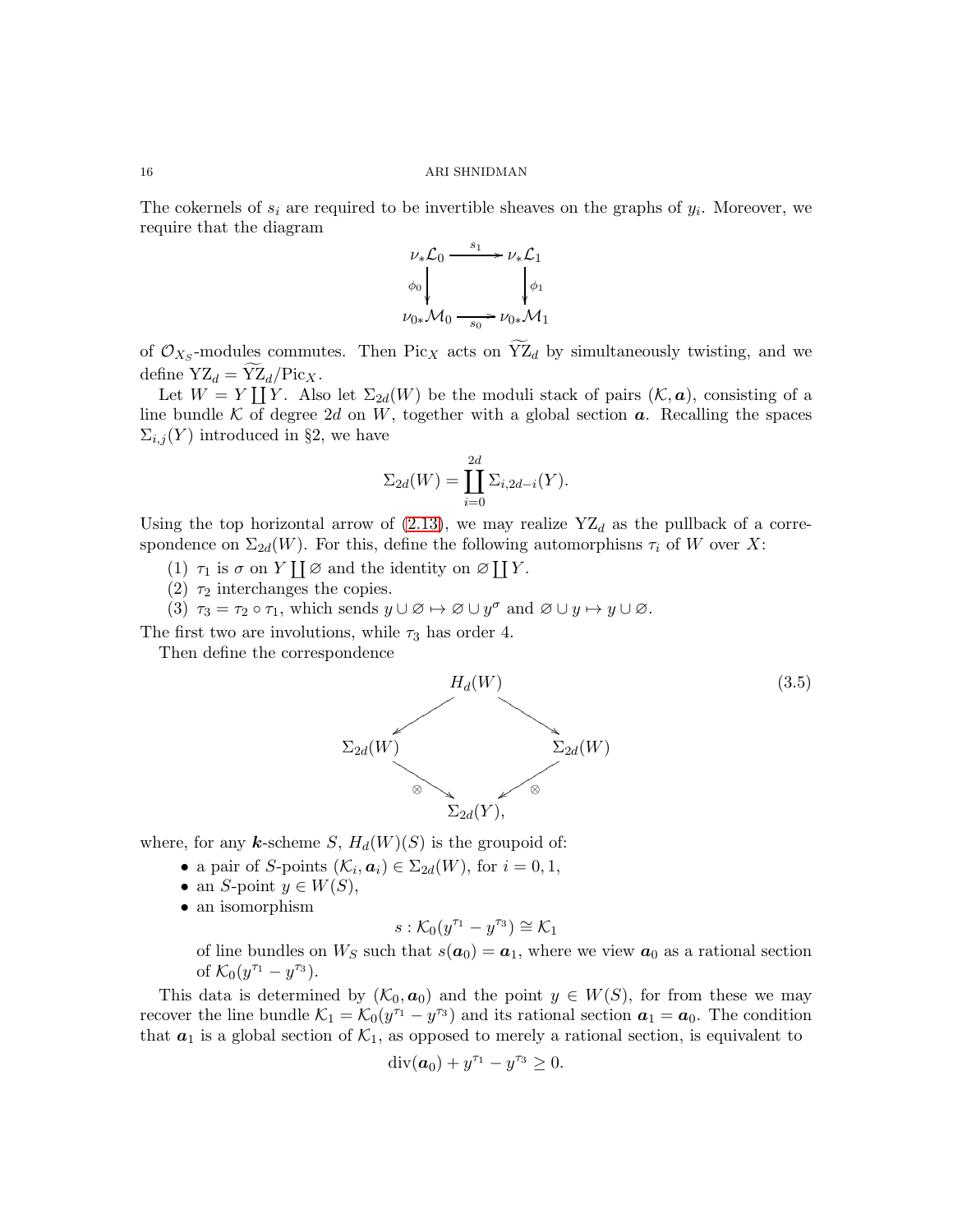The cokernels of $s_i$ are required to be invertible sheaves on the graphs of $y_i$. Moreover, we require that the diagram

$$\begin{array}{ccc} \nu_*\mathcal{L}_0 & \xrightarrow{s_1} & \nu_*\mathcal{L}_1 \\ \phi_0 \downarrow & & \downarrow \phi_1 \\ \nu_{0*}\mathcal{M}_0 & \xrightarrow[s_0]{} & \nu_{0*}\mathcal{M}_1 \end{array}$$

of $\mathcal{O}_{X_S}$-modules commutes. Then $\mathrm{Pic}_X$ acts on $\widetilde{\mathrm{YZ}}_d$ by simultaneously twisting, and we define $\mathrm{YZ}_d = \widetilde{\mathrm{YZ}}_d/\mathrm{Pic}_X$.

Let $W = Y \coprod Y$. Also let $\Sigma_{2d}(W)$ be the moduli stack of pairs $(\mathcal{K}, \boldsymbol{a})$, consisting of a line bundle $\mathcal{K}$ of degree $2d$ on $W$, together with a global section $\boldsymbol{a}$. Recalling the spaces $\Sigma_{i,j}(Y)$ introduced in §2, we have

$$\Sigma_{2d}(W) = \coprod_{i=0}^{2d} \Sigma_{i,2d-i}(Y).$$

Using the top horizontal arrow of (2.13), we may realize $\mathrm{YZ}_d$ as the pullback of a correspondence on $\Sigma_{2d}(W)$. For this, define the following automorphisns $\tau_i$ of $W$ over $X$:

1. $\tau_1$ is $\sigma$ on $Y \coprod \varnothing$ and the identity on $\varnothing \coprod Y$.
2. $\tau_2$ interchanges the copies.
3. $\tau_3 = \tau_2 \circ \tau_1$, which sends $y \cup \varnothing \mapsto \varnothing \cup y^\sigma$ and $\varnothing \cup y \mapsto y \cup \varnothing$.

The first two are involutions, while $\tau_3$ has order 4.

Then define the correspondence

$$\begin{array}{ccccc} & & H_d(W) & & \\ & \swarrow & & \searrow & \\ \Sigma_{2d}(W) & & & & \Sigma_{2d}(W) \\ & \searrow^{\otimes} & & {}^{\otimes}\swarrow & \\ & & \Sigma_{2d}(Y), & & \end{array} \tag{3.5}$$

where, for any $\boldsymbol{k}$-scheme $S$, $H_d(W)(S)$ is the groupoid of:

- a pair of $S$-points $(\mathcal{K}_i, \boldsymbol{a}_i) \in \Sigma_{2d}(W)$, for $i = 0, 1$,
- an $S$-point $y \in W(S)$,
- an isomorphism
$$s : \mathcal{K}_0(y^{\tau_1} - y^{\tau_3}) \cong \mathcal{K}_1$$
of line bundles on $W_S$ such that $s(\boldsymbol{a}_0) = \boldsymbol{a}_1$, where we view $\boldsymbol{a}_0$ as a rational section of $\mathcal{K}_0(y^{\tau_1} - y^{\tau_3})$.

This data is determined by $(\mathcal{K}_0, \boldsymbol{a}_0)$ and the point $y \in W(S)$, for from these we may recover the line bundle $\mathcal{K}_1 = \mathcal{K}_0(y^{\tau_1} - y^{\tau_3})$ and its rational section $\boldsymbol{a}_1 = \boldsymbol{a}_0$. The condition that $\boldsymbol{a}_1$ is a global section of $\mathcal{K}_1$, as opposed to merely a rational section, is equivalent to

$$\mathrm{div}(\boldsymbol{a}_0) + y^{\tau_1} - y^{\tau_3} \geq 0.$$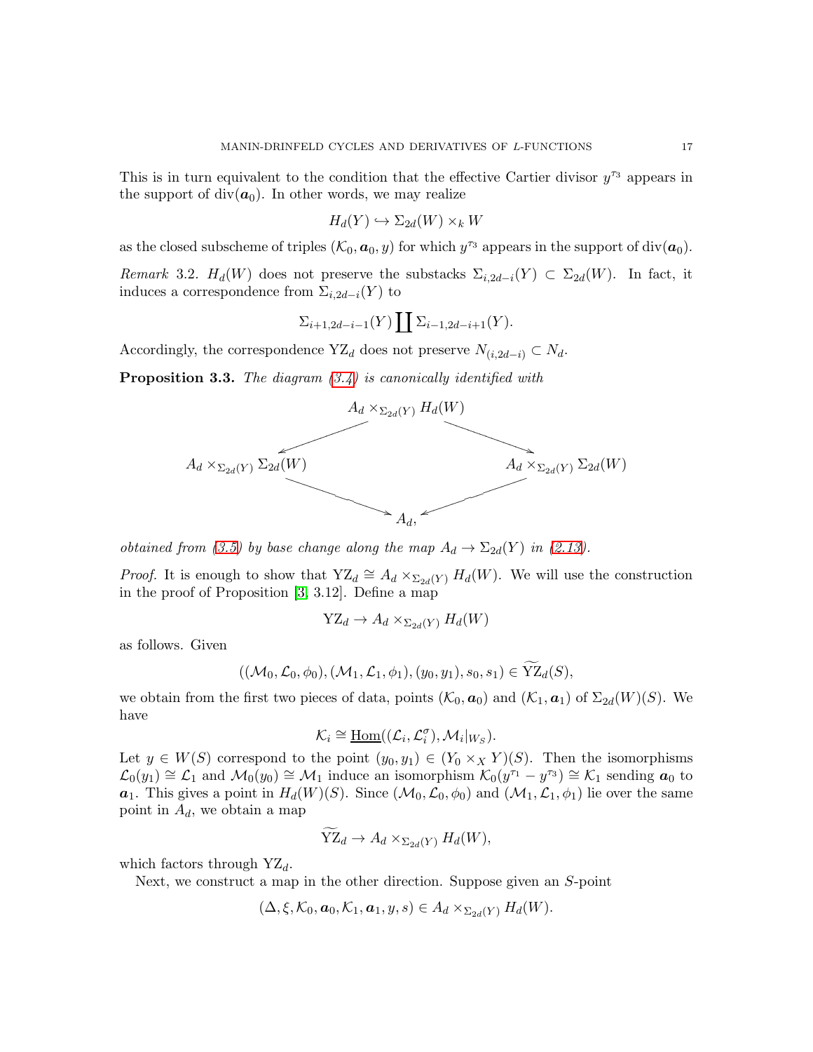This is in turn equivalent to the condition that the effective Cartier divisor $y^{\tau_3}$ appears in the support of $\mathrm{div}(\boldsymbol{a}_0)$. In other words, we may realize

$$H_d(Y) \hookrightarrow \Sigma_{2d}(W) \times_k W$$

as the closed subscheme of triples $(\mathcal{K}_0, \boldsymbol{a}_0, y)$ for which $y^{\tau_3}$ appears in the support of $\mathrm{div}(\boldsymbol{a}_0)$.

*Remark* 3.2. $H_d(W)$ does not preserve the substacks $\Sigma_{i,2d-i}(Y) \subset \Sigma_{2d}(W)$. In fact, it induces a correspondence from $\Sigma_{i,2d-i}(Y)$ to

$$\Sigma_{i+1,2d-i-1}(Y) \coprod \Sigma_{i-1,2d-i+1}(Y).$$

Accordingly, the correspondence $\mathrm{YZ}_d$ does not preserve $N_{(i,2d-i)} \subset N_d$.

**Proposition 3.3.** *The diagram (3.4) is canonically identified with*

$$\begin{array}{ccccc} & & A_d \times_{\Sigma_{2d}(Y)} H_d(W) & & \\ & \swarrow & & \searrow & \\ A_d \times_{\Sigma_{2d}(Y)} \Sigma_{2d}(W) & & & & A_d \times_{\Sigma_{2d}(Y)} \Sigma_{2d}(W) \\ & \searrow & & \swarrow & \\ & & A_d, & & \end{array}$$

*obtained from (3.5) by base change along the map $A_d \to \Sigma_{2d}(Y)$ in (2.13).*

*Proof.* It is enough to show that $\mathrm{YZ}_d \cong A_d \times_{\Sigma_{2d}(Y)} H_d(W)$. We will use the construction in the proof of Proposition [3, 3.12]. Define a map

$$\mathrm{YZ}_d \to A_d \times_{\Sigma_{2d}(Y)} H_d(W)$$

as follows. Given

$$((\mathcal{M}_0, \mathcal{L}_0, \phi_0), (\mathcal{M}_1, \mathcal{L}_1, \phi_1), (y_0, y_1), s_0, s_1) \in \widetilde{\mathrm{YZ}}_d(S),$$

we obtain from the first two pieces of data, points $(\mathcal{K}_0, \boldsymbol{a}_0)$ and $(\mathcal{K}_1, \boldsymbol{a}_1)$ of $\Sigma_{2d}(W)(S)$. We have

$$\mathcal{K}_i \cong \underline{\mathrm{Hom}}((\mathcal{L}_i, \mathcal{L}_i^{\sigma}), \mathcal{M}_i|_{W_S}).$$

Let $y \in W(S)$ correspond to the point $(y_0, y_1) \in (Y_0 \times_X Y)(S)$. Then the isomorphisms $\mathcal{L}_0(y_1) \cong \mathcal{L}_1$ and $\mathcal{M}_0(y_0) \cong \mathcal{M}_1$ induce an isomorphism $\mathcal{K}_0(y^{\tau_1} - y^{\tau_3}) \cong \mathcal{K}_1$ sending $\boldsymbol{a}_0$ to $\boldsymbol{a}_1$. This gives a point in $H_d(W)(S)$. Since $(\mathcal{M}_0, \mathcal{L}_0, \phi_0)$ and $(\mathcal{M}_1, \mathcal{L}_1, \phi_1)$ lie over the same point in $A_d$, we obtain a map

$$\widetilde{\mathrm{YZ}}_d \to A_d \times_{\Sigma_{2d}(Y)} H_d(W),$$

which factors through $\mathrm{YZ}_d$.

Next, we construct a map in the other direction. Suppose given an $S$-point

$$(\Delta, \xi, \mathcal{K}_0, \boldsymbol{a}_0, \mathcal{K}_1, \boldsymbol{a}_1, y, s) \in A_d \times_{\Sigma_{2d}(Y)} H_d(W).$$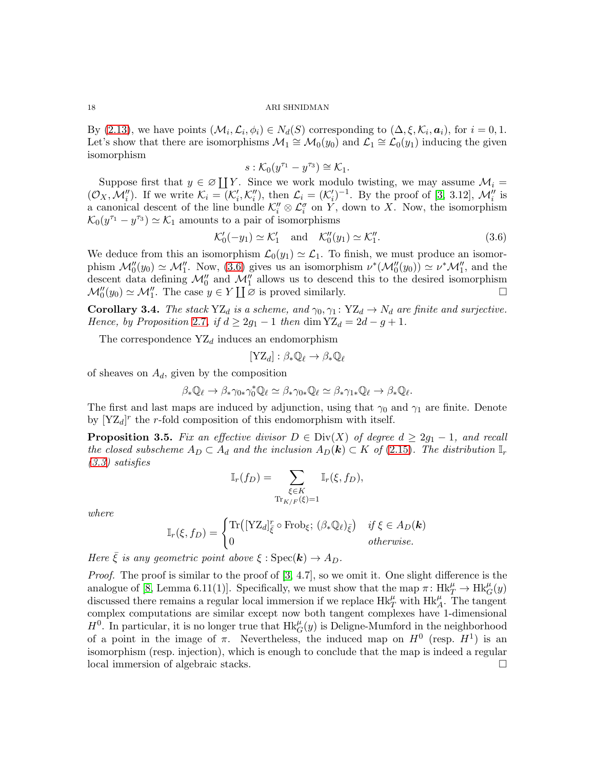By (2.13), we have points $(\mathcal{M}_i, \mathcal{L}_i, \phi_i) \in N_d(S)$ corresponding to $(\Delta, \xi, \mathcal{K}_i, \boldsymbol{a}_i)$, for $i = 0, 1$. Let's show that there are isomorphisms $\mathcal{M}_1 \cong \mathcal{M}_0(y_0)$ and $\mathcal{L}_1 \cong \mathcal{L}_0(y_1)$ inducing the given isomorphism

$$s : \mathcal{K}_0(y^{\tau_1} - y^{\tau_3}) \cong \mathcal{K}_1.$$

Suppose first that $y \in \varnothing \coprod Y$. Since we work modulo twisting, we may assume $\mathcal{M}_i = (\mathcal{O}_X, \mathcal{M}_i'')$. If we write $\mathcal{K}_i = (\mathcal{K}_i', \mathcal{K}_i'')$, then $\mathcal{L}_i = (\mathcal{K}_i')^{-1}$. By the proof of [3, 3.12], $\mathcal{M}_i''$ is a canonical descent of the line bundle $\mathcal{K}_i'' \otimes \mathcal{L}_i^\sigma$ on $Y$, down to $X$. Now, the isomorphism $\mathcal{K}_0(y^{\tau_1} - y^{\tau_3}) \simeq \mathcal{K}_1$ amounts to a pair of isomorphisms

$$\mathcal{K}_0'(-y_1) \simeq \mathcal{K}_1' \quad \text{and} \quad \mathcal{K}_0''(y_1) \simeq \mathcal{K}_1''. \tag{3.6}$$

We deduce from this an isomorphism $\mathcal{L}_0(y_1) \simeq \mathcal{L}_1$. To finish, we must produce an isomorphism $\mathcal{M}_0''(y_0) \simeq \mathcal{M}_1''$. Now, (3.6) gives us an isomorphism $\nu^*(\mathcal{M}_0''(y_0)) \simeq \nu^*\mathcal{M}_1''$, and the descent data defining $\mathcal{M}_0''$ and $\mathcal{M}_1''$ allows us to descend this to the desired isomorphism $\mathcal{M}_0''(y_0) \simeq \mathcal{M}_1''$. The case $y \in Y \coprod \varnothing$ is proved similarly. □

**Corollary 3.4.** *The stack $\mathrm{YZ}_d$ is a scheme, and $\gamma_0, \gamma_1 \colon \mathrm{YZ}_d \to N_d$ are finite and surjective. Hence, by Proposition 2.7, if $d \geq 2g_1 - 1$ then $\dim \mathrm{YZ}_d = 2d - g + 1$.*

The correspondence $\mathrm{YZ}_d$ induces an endomorphism

$$[\mathrm{YZ}_d] : \beta_* \mathbb{Q}_\ell \to \beta_* \mathbb{Q}_\ell$$

of sheaves on $A_d$, given by the composition

$$\beta_*\mathbb{Q}_\ell \to \beta_*\gamma_{0*}\gamma_0^*\mathbb{Q}_\ell \simeq \beta_*\gamma_{0*}\mathbb{Q}_\ell \simeq \beta_*\gamma_{1*}\mathbb{Q}_\ell \to \beta_*\mathbb{Q}_\ell.$$

The first and last maps are induced by adjunction, using that $\gamma_0$ and $\gamma_1$ are finite. Denote by $[\mathrm{YZ}_d]^r$ the $r$-fold composition of this endomorphism with itself.

**Proposition 3.5.** *Fix an effective divisor $D \in \mathrm{Div}(X)$ of degree $d \geq 2g_1 - 1$, and recall the closed subscheme $A_D \subset A_d$ and the inclusion $A_D(\boldsymbol{k}) \subset K$ of (2.15). The distribution $\mathbb{I}_r$ (3.3) satisfies*

$$\mathbb{I}_r(f_D) = \sum_{\substack{\xi \in K \\ \mathrm{Tr}_{K/F}(\xi) = 1}} \mathbb{I}_r(\xi, f_D),$$

*where*

$$\mathbb{I}_r(\xi, f_D) = \begin{cases} \mathrm{Tr}\big([\mathrm{YZ}_d]_{\bar\xi}^r \circ \mathrm{Frob}_\xi;\, (\beta_*\mathbb{Q}_\ell)_{\bar\xi}\big) & \text{if } \xi \in A_D(\boldsymbol{k}) \\ 0 & \text{otherwise.} \end{cases}$$

*Here $\bar\xi$ is any geometric point above $\xi : \mathrm{Spec}(\boldsymbol{k}) \to A_D$.*

*Proof.* The proof is similar to the proof of [3, 4.7], so we omit it. One slight difference is the analogue of [8, Lemma 6.11(1)]. Specifically, we must show that the map $\pi \colon \mathrm{Hk}_T^\mu \to \mathrm{Hk}_G^\mu(y)$ discussed there remains a regular local immersion if we replace $\mathrm{Hk}_T^\mu$ with $\mathrm{Hk}_A^\mu$. The tangent complex computations are similar except now both tangent complexes have 1-dimensional $H^0$. In particular, it is no longer true that $\mathrm{Hk}_G^\mu(y)$ is Deligne-Mumford in the neighborhood of a point in the image of $\pi$. Nevertheless, the induced map on $H^0$ (resp. $H^1$) is an isomorphism (resp. injection), which is enough to conclude that the map is indeed a regular local immersion of algebraic stacks. □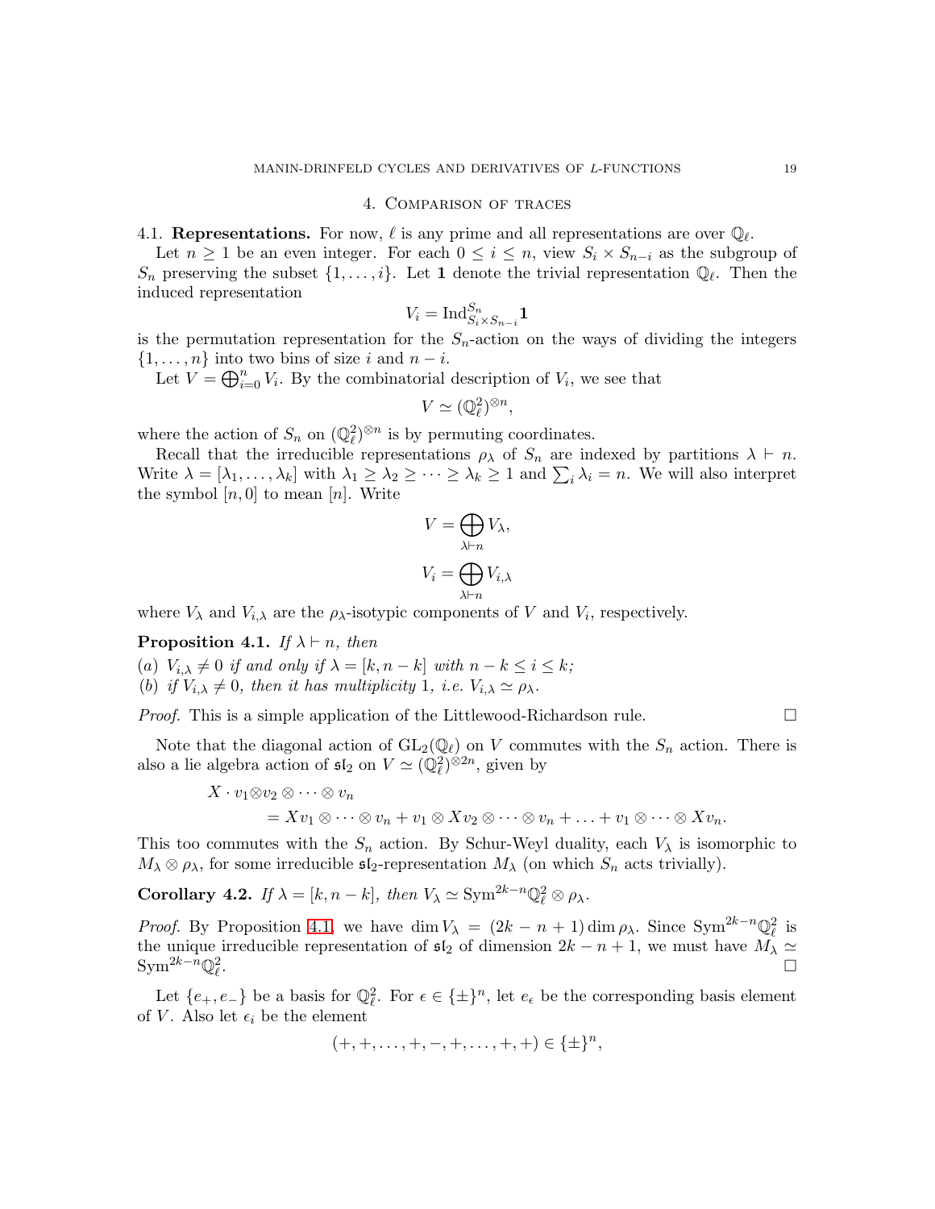## 4. Comparison of traces

**4.1. Representations.** For now, $\ell$ is any prime and all representations are over $\mathbb{Q}_\ell$.

Let $n \geq 1$ be an even integer. For each $0 \leq i \leq n$, view $S_i \times S_{n-i}$ as the subgroup of $S_n$ preserving the subset $\{1, \ldots, i\}$. Let $\mathbf{1}$ denote the trivial representation $\mathbb{Q}_\ell$. Then the induced representation

$$V_i = \mathrm{Ind}_{S_i \times S_{n-i}}^{S_n} \mathbf{1}$$

is the permutation representation for the $S_n$-action on the ways of dividing the integers $\{1, \ldots, n\}$ into two bins of size $i$ and $n - i$.

Let $V = \bigoplus_{i=0}^{n} V_i$. By the combinatorial description of $V_i$, we see that

$$V \simeq (\mathbb{Q}_\ell^2)^{\otimes n},$$

where the action of $S_n$ on $(\mathbb{Q}_\ell^2)^{\otimes n}$ is by permuting coordinates.

Recall that the irreducible representations $\rho_\lambda$ of $S_n$ are indexed by partitions $\lambda \vdash n$. Write $\lambda = [\lambda_1, \ldots, \lambda_k]$ with $\lambda_1 \geq \lambda_2 \geq \cdots \geq \lambda_k \geq 1$ and $\sum_i \lambda_i = n$. We will also interpret the symbol $[n, 0]$ to mean $[n]$. Write

$$V = \bigoplus_{\lambda \vdash n} V_\lambda,$$
$$V_i = \bigoplus_{\lambda \vdash n} V_{i,\lambda}$$

where $V_\lambda$ and $V_{i,\lambda}$ are the $\rho_\lambda$-isotypic components of $V$ and $V_i$, respectively.

**Proposition 4.1.** *If $\lambda \vdash n$, then*

*(a) $V_{i,\lambda} \neq 0$ if and only if $\lambda = [k, n-k]$ with $n - k \leq i \leq k$;*
*(b) if $V_{i,\lambda} \neq 0$, then it has multiplicity 1, i.e. $V_{i,\lambda} \simeq \rho_\lambda$.*

*Proof.* This is a simple application of the Littlewood-Richardson rule. □

Note that the diagonal action of $\mathrm{GL}_2(\mathbb{Q}_\ell)$ on $V$ commutes with the $S_n$ action. There is also a lie algebra action of $\mathfrak{sl}_2$ on $V \simeq (\mathbb{Q}_\ell^2)^{\otimes 2n}$, given by

$$\begin{aligned} X \cdot v_1 &\otimes v_2 \otimes \cdots \otimes v_n \\ &= X v_1 \otimes \cdots \otimes v_n + v_1 \otimes X v_2 \otimes \cdots \otimes v_n + \ldots + v_1 \otimes \cdots \otimes X v_n. \end{aligned}$$

This too commutes with the $S_n$ action. By Schur-Weyl duality, each $V_\lambda$ is isomorphic to $M_\lambda \otimes \rho_\lambda$, for some irreducible $\mathfrak{sl}_2$-representation $M_\lambda$ (on which $S_n$ acts trivially).

**Corollary 4.2.** *If $\lambda = [k, n-k]$, then $V_\lambda \simeq \mathrm{Sym}^{2k-n}\mathbb{Q}_\ell^2 \otimes \rho_\lambda$.*

*Proof.* By Proposition 4.1, we have $\dim V_\lambda = (2k - n + 1) \dim \rho_\lambda$. Since $\mathrm{Sym}^{2k-n}\mathbb{Q}_\ell^2$ is the unique irreducible representation of $\mathfrak{sl}_2$ of dimension $2k - n + 1$, we must have $M_\lambda \simeq \mathrm{Sym}^{2k-n}\mathbb{Q}_\ell^2$. □

Let $\{e_+, e_-\}$ be a basis for $\mathbb{Q}_\ell^2$. For $\epsilon \in \{\pm\}^n$, let $e_\epsilon$ be the corresponding basis element of $V$. Also let $\epsilon_i$ be the element

$$(+, +, \ldots, +, -, +, \ldots, +, +) \in \{\pm\}^n,$$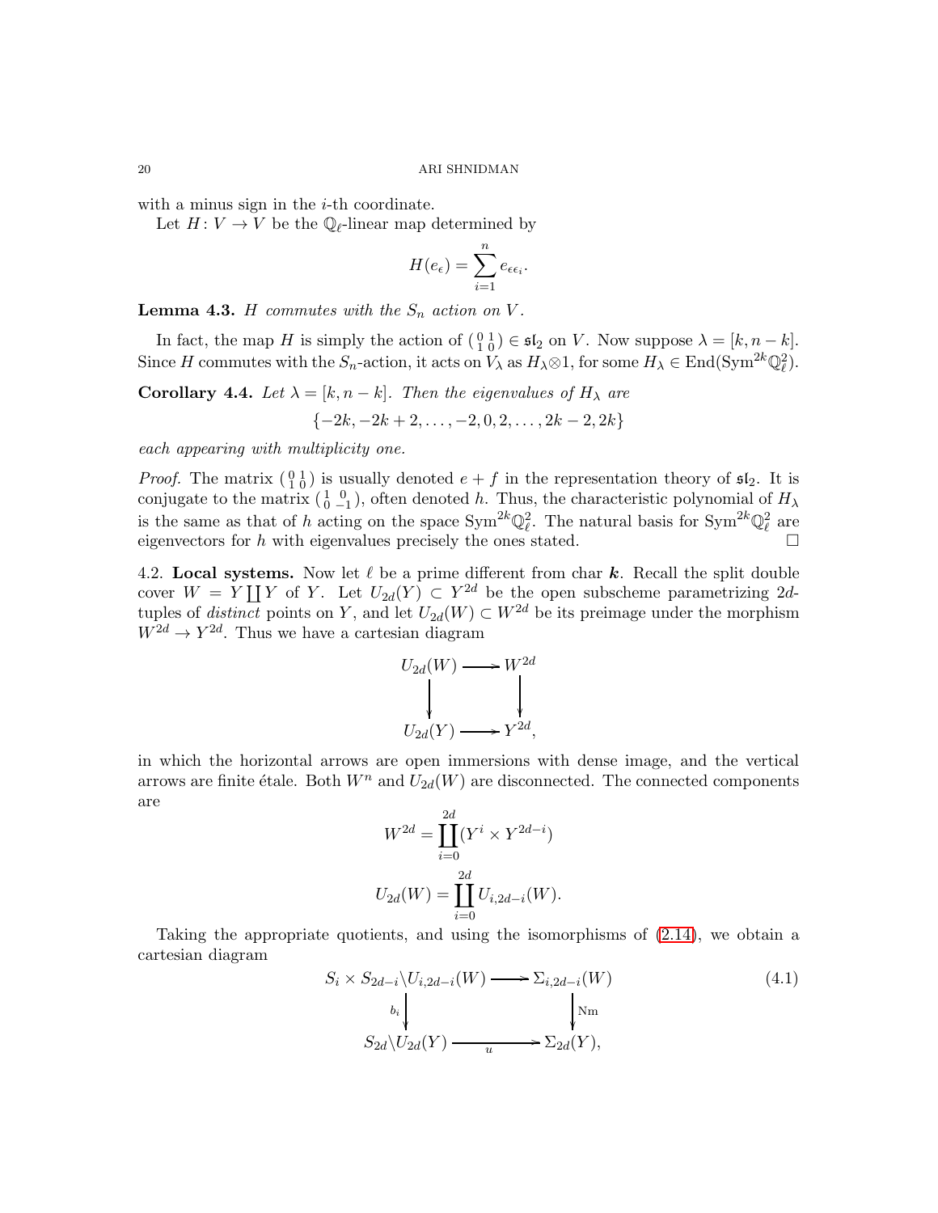with a minus sign in the $i$-th coordinate.

Let $H\colon V \to V$ be the $\mathbb{Q}_\ell$-linear map determined by

$$H(e_\epsilon) = \sum_{i=1}^{n} e_{\epsilon\epsilon_i}.$$

**Lemma 4.3.** *$H$ commutes with the $S_n$ action on $V$.*

In fact, the map $H$ is simply the action of $\left(\begin{smallmatrix} 0 & 1 \\ 1 & 0 \end{smallmatrix}\right) \in \mathfrak{sl}_2$ on $V$. Now suppose $\lambda = [k, n-k]$. Since $H$ commutes with the $S_n$-action, it acts on $V_\lambda$ as $H_\lambda \otimes 1$, for some $H_\lambda \in \mathrm{End}(\mathrm{Sym}^{2k}\mathbb{Q}_\ell^2)$.

**Corollary 4.4.** *Let $\lambda = [k, n-k]$. Then the eigenvalues of $H_\lambda$ are*

$$\{-2k, -2k+2, \ldots, -2, 0, 2, \ldots, 2k-2, 2k\}$$

*each appearing with multiplicity one.*

*Proof.* The matrix $\left(\begin{smallmatrix} 0 & 1 \\ 1 & 0 \end{smallmatrix}\right)$ is usually denoted $e + f$ in the representation theory of $\mathfrak{sl}_2$. It is conjugate to the matrix $\left(\begin{smallmatrix} 1 & 0 \\ 0 & -1 \end{smallmatrix}\right)$, often denoted $h$. Thus, the characteristic polynomial of $H_\lambda$ is the same as that of $h$ acting on the space $\mathrm{Sym}^{2k}\mathbb{Q}_\ell^2$. The natural basis for $\mathrm{Sym}^{2k}\mathbb{Q}_\ell^2$ are eigenvectors for $h$ with eigenvalues precisely the ones stated. $\square$

4.2. **Local systems.** Now let $\ell$ be a prime different from char $\boldsymbol{k}$. Recall the split double cover $W = Y \coprod Y$ of $Y$. Let $U_{2d}(Y) \subset Y^{2d}$ be the open subscheme parametrizing $2d$-tuples of *distinct* points on $Y$, and let $U_{2d}(W) \subset W^{2d}$ be its preimage under the morphism $W^{2d} \to Y^{2d}$. Thus we have a cartesian diagram

$$\begin{array}{ccc} U_{2d}(W) & \longrightarrow & W^{2d} \\ \big\downarrow & & \big\downarrow \\ U_{2d}(Y) & \longrightarrow & Y^{2d}, \end{array}$$

in which the horizontal arrows are open immersions with dense image, and the vertical arrows are finite étale. Both $W^n$ and $U_{2d}(W)$ are disconnected. The connected components are

$$W^{2d} = \coprod_{i=0}^{2d} (Y^i \times Y^{2d-i})$$

$$U_{2d}(W) = \coprod_{i=0}^{2d} U_{i,2d-i}(W).$$

Taking the appropriate quotients, and using the isomorphisms of (2.14), we obtain a cartesian diagram

$$\begin{array}{ccc} S_i \times S_{2d-i}\backslash U_{i,2d-i}(W) & \longrightarrow & \Sigma_{i,2d-i}(W) \\ {\scriptstyle b_i}\big\downarrow & & \big\downarrow{\scriptstyle \mathrm{Nm}} \\ S_{2d}\backslash U_{2d}(Y) & \xrightarrow{\quad u \quad} & \Sigma_{2d}(Y), \end{array} \tag{4.1}$$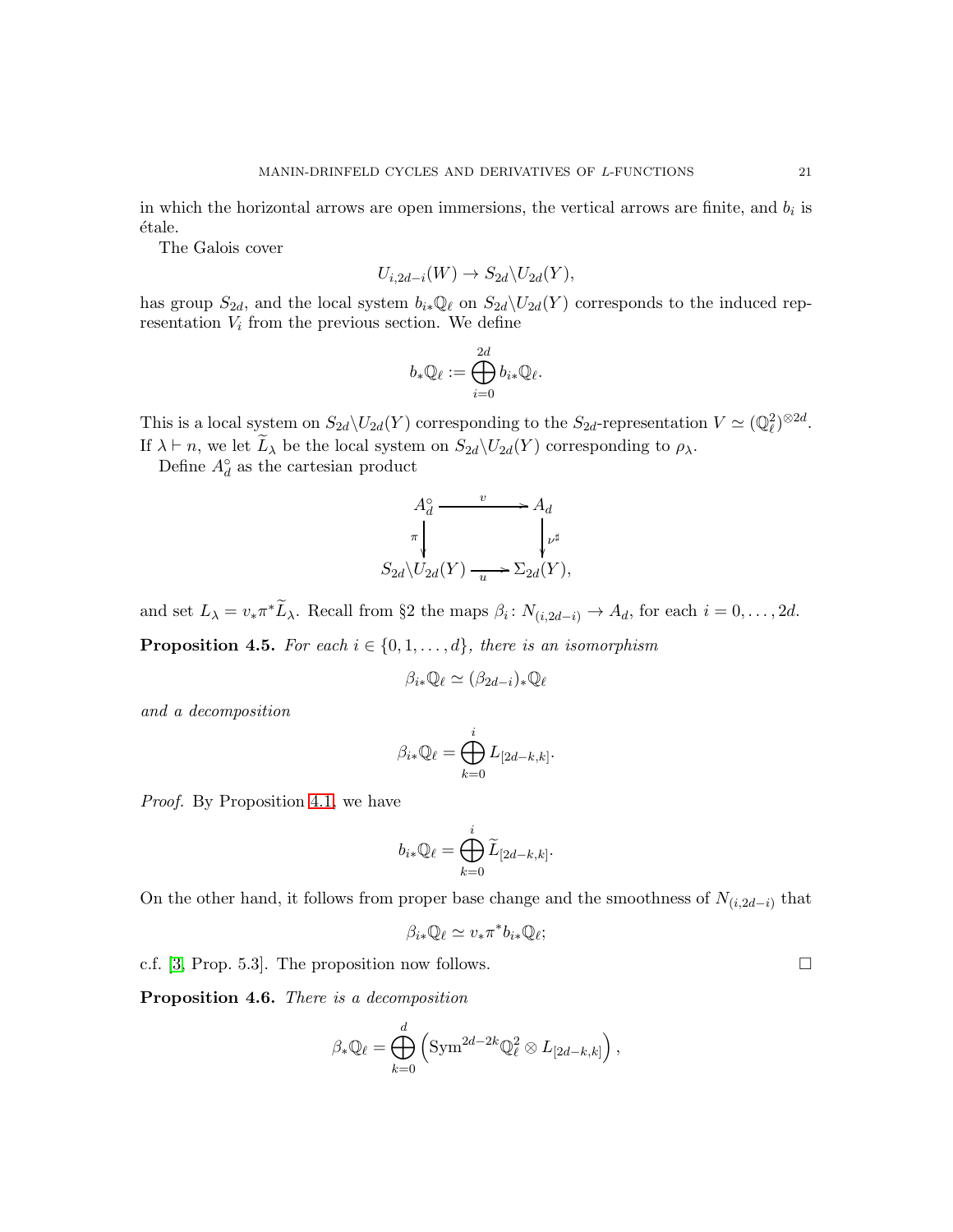in which the horizontal arrows are open immersions, the vertical arrows are finite, and $b_i$ is étale.

The Galois cover

$$U_{i,2d-i}(W) \to S_{2d}\backslash U_{2d}(Y),$$

has group $S_{2d}$, and the local system $b_{i*}\mathbb{Q}_\ell$ on $S_{2d}\backslash U_{2d}(Y)$ corresponds to the induced representation $V_i$ from the previous section. We define

$$b_*\mathbb{Q}_\ell := \bigoplus_{i=0}^{2d} b_{i*}\mathbb{Q}_\ell.$$

This is a local system on $S_{2d}\backslash U_{2d}(Y)$ corresponding to the $S_{2d}$-representation $V \simeq (\mathbb{Q}_\ell^2)^{\otimes 2d}$. If $\lambda \vdash n$, we let $\widetilde{L}_\lambda$ be the local system on $S_{2d}\backslash U_{2d}(Y)$ corresponding to $\rho_\lambda$.

Define $A_d^\circ$ as the cartesian product

$$\begin{array}{ccc} A_d^\circ & \xrightarrow{v} & A_d \\ \downarrow{\scriptstyle \pi} & & \downarrow{\scriptstyle \nu^\sharp} \\ S_{2d}\backslash U_{2d}(Y) & \xrightarrow{u} & \Sigma_{2d}(Y), \end{array}$$

and set $L_\lambda = v_*\pi^*\widetilde{L}_\lambda$. Recall from §2 the maps $\beta_i \colon N_{(i,2d-i)} \to A_d$, for each $i = 0, \ldots, 2d$.

**Proposition 4.5.** *For each $i \in \{0, 1, \ldots, d\}$, there is an isomorphism*

$$\beta_{i*}\mathbb{Q}_\ell \simeq (\beta_{2d-i})_*\mathbb{Q}_\ell$$

*and a decomposition*

$$\beta_{i*}\mathbb{Q}_\ell = \bigoplus_{k=0}^{i} L_{[2d-k,k]}.$$

*Proof.* By Proposition 4.1, we have

$$b_{i*}\mathbb{Q}_\ell = \bigoplus_{k=0}^{i} \widetilde{L}_{[2d-k,k]}.$$

On the other hand, it follows from proper base change and the smoothness of $N_{(i,2d-i)}$ that

$$\beta_{i*}\mathbb{Q}_\ell \simeq v_*\pi^* b_{i*}\mathbb{Q}_\ell;$$

c.f. [3, Prop. 5.3]. The proposition now follows. $\square$

**Proposition 4.6.** *There is a decomposition*

$$\beta_*\mathbb{Q}_\ell = \bigoplus_{k=0}^{d} \left( \mathrm{Sym}^{2d-2k}\mathbb{Q}_\ell^2 \otimes L_{[2d-k,k]} \right),$$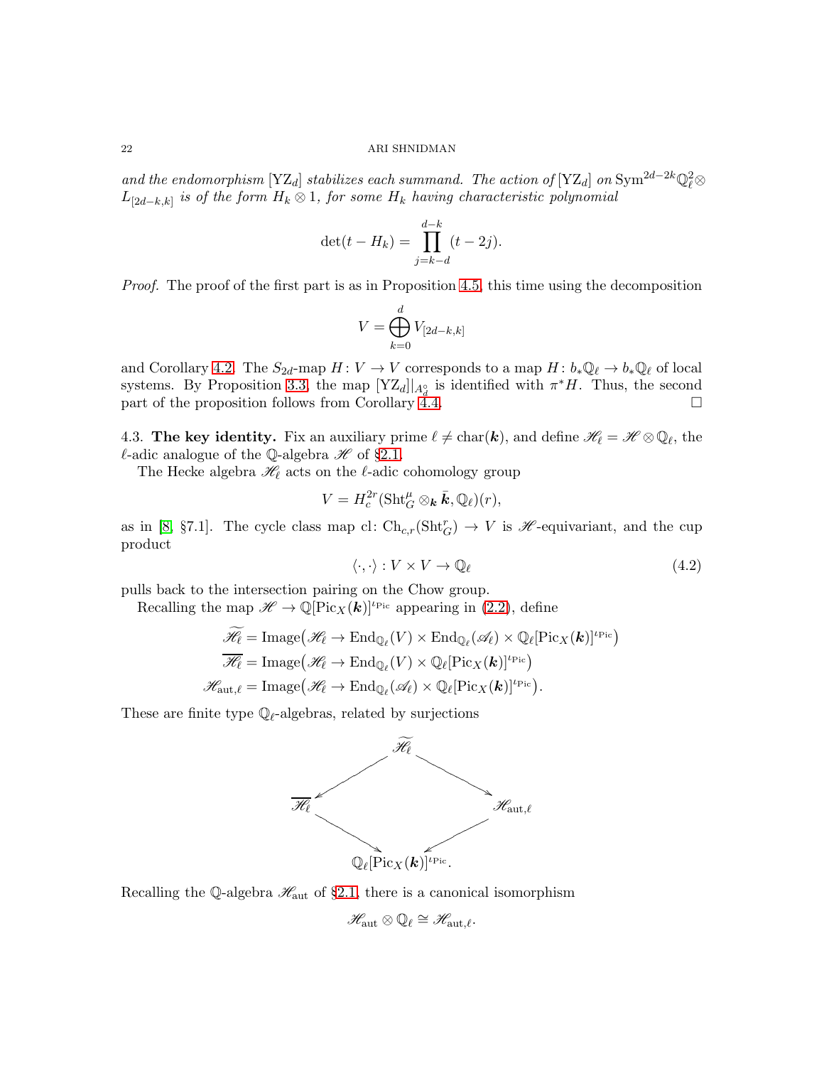*and the endomorphism* $[\mathrm{YZ}_d]$ *stabilizes each summand. The action of* $[\mathrm{YZ}_d]$ *on* $\mathrm{Sym}^{2d-2k}\mathbb{Q}_\ell^2 \otimes L_{[2d-k,k]}$ *is of the form* $H_k \otimes 1$*, for some* $H_k$ *having characteristic polynomial*

$$\det(t - H_k) = \prod_{j=k-d}^{d-k} (t - 2j).$$

*Proof.* The proof of the first part is as in Proposition 4.5, this time using the decomposition

$$V = \bigoplus_{k=0}^{d} V_{[2d-k,k]}$$

and Corollary 4.2. The $S_{2d}$-map $H\colon V \to V$ corresponds to a map $H\colon b_*\mathbb{Q}_\ell \to b_*\mathbb{Q}_\ell$ of local systems. By Proposition 3.3, the map $[\mathrm{YZ}_d]|_{A_d^\circ}$ is identified with $\pi^*H$. Thus, the second part of the proposition follows from Corollary 4.4. $\square$

4.3. **The key identity.** Fix an auxiliary prime $\ell \neq \mathrm{char}(\boldsymbol{k})$, and define $\mathscr{H}_\ell = \mathscr{H} \otimes \mathbb{Q}_\ell$, the $\ell$-adic analogue of the $\mathbb{Q}$-algebra $\mathscr{H}$ of §2.1.

The Hecke algebra $\mathscr{H}_\ell$ acts on the $\ell$-adic cohomology group

$$V = H_c^{2r}(\mathrm{Sht}_G^\mu \otimes_{\boldsymbol{k}} \bar{\boldsymbol{k}}, \mathbb{Q}_\ell)(r),$$

as in [8, §7.1]. The cycle class map $\mathrm{cl}\colon \mathrm{Ch}_{c,r}(\mathrm{Sht}_G^r) \to V$ is $\mathscr{H}$-equivariant, and the cup product

$$\langle \cdot, \cdot \rangle : V \times V \to \mathbb{Q}_\ell \tag{4.2}$$

pulls back to the intersection pairing on the Chow group.

Recalling the map $\mathscr{H} \to \mathbb{Q}[\mathrm{Pic}_X(\boldsymbol{k})]^{\iota_{\mathrm{Pic}}}$ appearing in (2.2), define

$$\begin{aligned}
\widetilde{\mathscr{H}_\ell} &= \mathrm{Image}\big(\mathscr{H}_\ell \to \mathrm{End}_{\mathbb{Q}_\ell}(V) \times \mathrm{End}_{\mathbb{Q}_\ell}(\mathscr{A}_\ell) \times \mathbb{Q}_\ell[\mathrm{Pic}_X(\boldsymbol{k})]^{\iota_{\mathrm{Pic}}}\big)\\
\overline{\mathscr{H}_\ell} &= \mathrm{Image}\big(\mathscr{H}_\ell \to \mathrm{End}_{\mathbb{Q}_\ell}(V) \times \mathbb{Q}_\ell[\mathrm{Pic}_X(\boldsymbol{k})]^{\iota_{\mathrm{Pic}}}\big)\\
\mathscr{H}_{\mathrm{aut},\ell} &= \mathrm{Image}\big(\mathscr{H}_\ell \to \mathrm{End}_{\mathbb{Q}_\ell}(\mathscr{A}_\ell) \times \mathbb{Q}_\ell[\mathrm{Pic}_X(\boldsymbol{k})]^{\iota_{\mathrm{Pic}}}\big).
\end{aligned}$$

These are finite type $\mathbb{Q}_\ell$-algebras, related by surjections

$$\begin{array}{ccccc}
 & & \widetilde{\mathscr{H}_\ell} & & \\
 & \swarrow & & \searrow & \\
\overline{\mathscr{H}_\ell} & & & & \mathscr{H}_{\mathrm{aut},\ell} \\
 & \searrow & & \swarrow & \\
 & & \mathbb{Q}_\ell[\mathrm{Pic}_X(\boldsymbol{k})]^{\iota_{\mathrm{Pic}}}. & &
\end{array}$$

Recalling the $\mathbb{Q}$-algebra $\mathscr{H}_{\mathrm{aut}}$ of §2.1, there is a canonical isomorphism

$$\mathscr{H}_{\mathrm{aut}} \otimes \mathbb{Q}_\ell \cong \mathscr{H}_{\mathrm{aut},\ell}.$$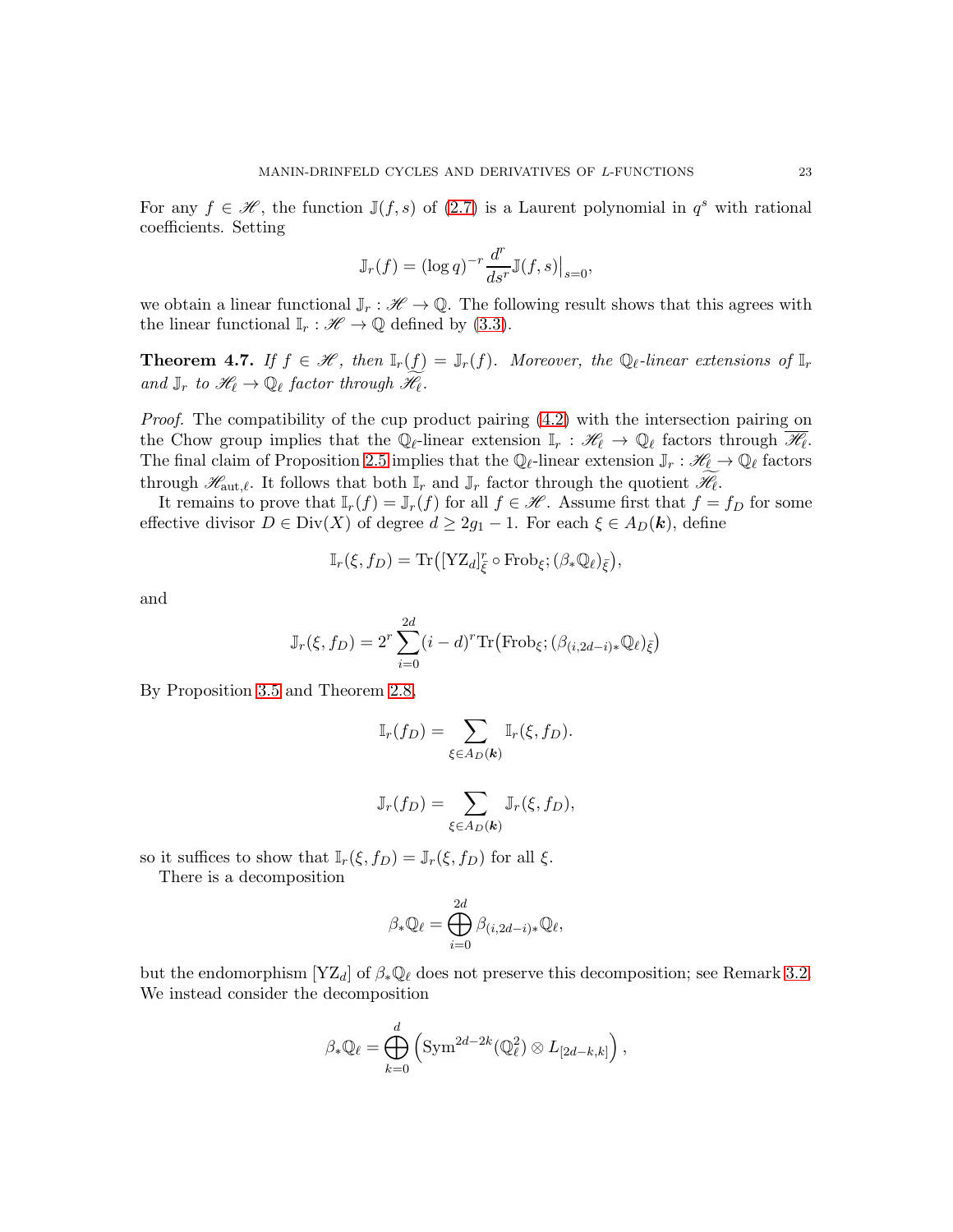For any $f \in \mathscr{H}$, the function $\mathbb{J}(f,s)$ of (2.7) is a Laurent polynomial in $q^s$ with rational coefficients. Setting

$$\mathbb{J}_r(f) = (\log q)^{-r} \frac{d^r}{ds^r} \mathbb{J}(f,s)\big|_{s=0},$$

we obtain a linear functional $\mathbb{J}_r : \mathscr{H} \to \mathbb{Q}$. The following result shows that this agrees with the linear functional $\mathbb{I}_r : \mathscr{H} \to \mathbb{Q}$ defined by (3.3).

**Theorem 4.7.** *If $f \in \mathscr{H}$, then $\mathbb{I}_r(f) = \mathbb{J}_r(f)$. Moreover, the $\mathbb{Q}_\ell$-linear extensions of $\mathbb{I}_r$ and $\mathbb{J}_r$ to $\mathscr{H}_\ell \to \mathbb{Q}_\ell$ factor through $\widetilde{\mathscr{H}_\ell}$.*

*Proof.* The compatibility of the cup product pairing (4.2) with the intersection pairing on the Chow group implies that the $\mathbb{Q}_\ell$-linear extension $\mathbb{I}_r : \mathscr{H}_\ell \to \mathbb{Q}_\ell$ factors through $\overline{\mathscr{H}_\ell}$. The final claim of Proposition 2.5 implies that the $\mathbb{Q}_\ell$-linear extension $\mathbb{J}_r : \mathscr{H}_\ell \to \mathbb{Q}_\ell$ factors through $\mathscr{H}_{\mathrm{aut},\ell}$. It follows that both $\mathbb{I}_r$ and $\mathbb{J}_r$ factor through the quotient $\widetilde{\mathscr{H}_\ell}$.

It remains to prove that $\mathbb{I}_r(f) = \mathbb{J}_r(f)$ for all $f \in \mathscr{H}$. Assume first that $f = f_D$ for some effective divisor $D \in \mathrm{Div}(X)$ of degree $d \geq 2g_1 - 1$. For each $\xi \in A_D(\boldsymbol{k})$, define

$$\mathbb{I}_r(\xi, f_D) = \mathrm{Tr}\big([\mathrm{YZ}_d]^r_{\bar{\xi}} \circ \mathrm{Frob}_\xi ; (\beta_* \mathbb{Q}_\ell)_{\bar{\xi}}\big),$$

and

$$\mathbb{J}_r(\xi, f_D) = 2^r \sum_{i=0}^{2d} (i-d)^r \mathrm{Tr}\big(\mathrm{Frob}_\xi ; (\beta_{(i,2d-i)*} \mathbb{Q}_\ell)_{\bar{\xi}}\big)$$

By Proposition 3.5 and Theorem 2.8,

$$\mathbb{I}_r(f_D) = \sum_{\xi \in A_D(\boldsymbol{k})} \mathbb{I}_r(\xi, f_D).$$

$$\mathbb{J}_r(f_D) = \sum_{\xi \in A_D(\boldsymbol{k})} \mathbb{J}_r(\xi, f_D),$$

so it suffices to show that $\mathbb{I}_r(\xi, f_D) = \mathbb{J}_r(\xi, f_D)$ for all $\xi$.

There is a decomposition

$$\beta_* \mathbb{Q}_\ell = \bigoplus_{i=0}^{2d} \beta_{(i,2d-i)*} \mathbb{Q}_\ell,$$

but the endomorphism $[\mathrm{YZ}_d]$ of $\beta_* \mathbb{Q}_\ell$ does not preserve this decomposition; see Remark 3.2. We instead consider the decomposition

$$\beta_* \mathbb{Q}_\ell = \bigoplus_{k=0}^{d} \left( \mathrm{Sym}^{2d-2k}(\mathbb{Q}_\ell^2) \otimes L_{[2d-k,k]} \right),$$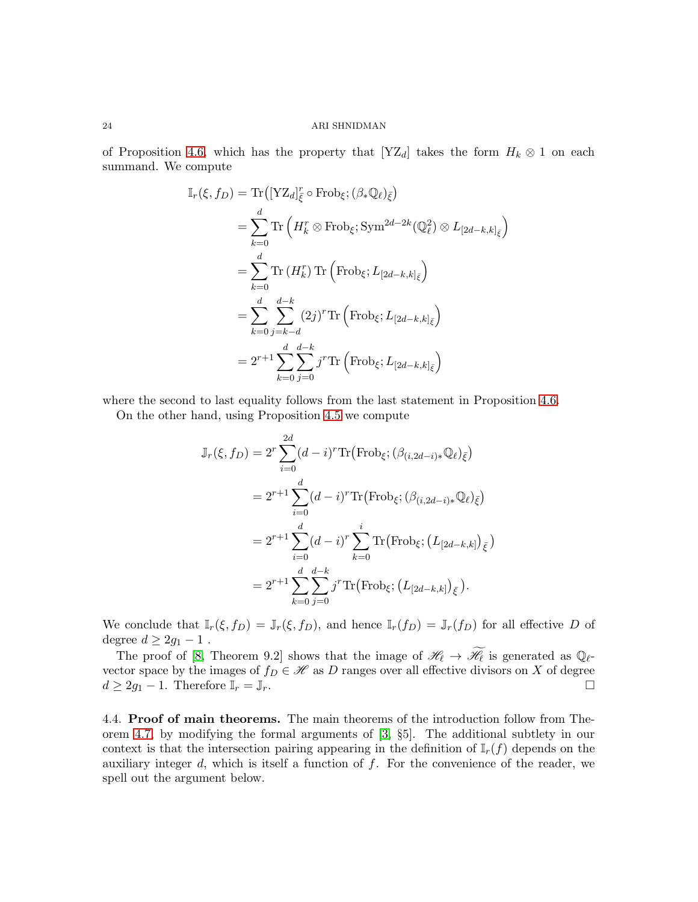of Proposition 4.6, which has the property that $[\mathrm{YZ}_d]$ takes the form $H_k \otimes 1$ on each summand. We compute

$$
\begin{aligned}
\mathbb{I}_r(\xi, f_D) &= \mathrm{Tr}\big([\mathrm{YZ}_d]^r_{\bar{\xi}} \circ \mathrm{Frob}_\xi; (\beta_* \mathbb{Q}_\ell)_{\bar{\xi}}\big) \\
&= \sum_{k=0}^{d} \mathrm{Tr}\left(H_k^r \otimes \mathrm{Frob}_\xi; \mathrm{Sym}^{2d-2k}(\mathbb{Q}_\ell^2) \otimes L_{[2d-k,k]_{\bar{\xi}}}\right) \\
&= \sum_{k=0}^{d} \mathrm{Tr}\left(H_k^r\right) \mathrm{Tr}\left(\mathrm{Frob}_\xi; L_{[2d-k,k]_{\bar{\xi}}}\right) \\
&= \sum_{k=0}^{d} \sum_{j=k-d}^{d-k} (2j)^r \mathrm{Tr}\left(\mathrm{Frob}_\xi; L_{[2d-k,k]_{\bar{\xi}}}\right) \\
&= 2^{r+1} \sum_{k=0}^{d} \sum_{j=0}^{d-k} j^r \mathrm{Tr}\left(\mathrm{Frob}_\xi; L_{[2d-k,k]_{\bar{\xi}}}\right)
\end{aligned}
$$

where the second to last equality follows from the last statement in Proposition 4.6.

On the other hand, using Proposition 4.5 we compute

$$
\begin{aligned}
\mathbb{J}_r(\xi, f_D) &= 2^r \sum_{i=0}^{2d} (d-i)^r \mathrm{Tr}\big(\mathrm{Frob}_\xi; (\beta_{(i,2d-i)*}\mathbb{Q}_\ell)_{\bar{\xi}}\big) \\
&= 2^{r+1} \sum_{i=0}^{d} (d-i)^r \mathrm{Tr}\big(\mathrm{Frob}_\xi; (\beta_{(i,2d-i)*}\mathbb{Q}_\ell)_{\bar{\xi}}\big) \\
&= 2^{r+1} \sum_{i=0}^{d} (d-i)^r \sum_{k=0}^{i} \mathrm{Tr}\big(\mathrm{Frob}_\xi; \left(L_{[2d-k,k]}\right)_{\bar{\xi}}\big) \\
&= 2^{r+1} \sum_{k=0}^{d} \sum_{j=0}^{d-k} j^r \mathrm{Tr}\big(\mathrm{Frob}_\xi; \left(L_{[2d-k,k]}\right)_{\bar{\xi}}\big).
\end{aligned}
$$

We conclude that $\mathbb{I}_r(\xi, f_D) = \mathbb{J}_r(\xi, f_D)$, and hence $\mathbb{I}_r(f_D) = \mathbb{J}_r(f_D)$ for all effective $D$ of degree $d \geq 2g_1 - 1$ .

The proof of [8, Theorem 9.2] shows that the image of $\mathscr{H}_\ell \to \widetilde{\mathscr{H}_\ell}$ is generated as $\mathbb{Q}_\ell$-vector space by the images of $f_D \in \mathscr{H}$ as $D$ ranges over all effective divisors on $X$ of degree $d \geq 2g_1 - 1$. Therefore $\mathbb{I}_r = \mathbb{J}_r$. $\square$

4.4. **Proof of main theorems.** The main theorems of the introduction follow from Theorem 4.7, by modifying the formal arguments of [3, §5]. The additional subtlety in our context is that the intersection pairing appearing in the definition of $\mathbb{I}_r(f)$ depends on the auxiliary integer $d$, which is itself a function of $f$. For the convenience of the reader, we spell out the argument below.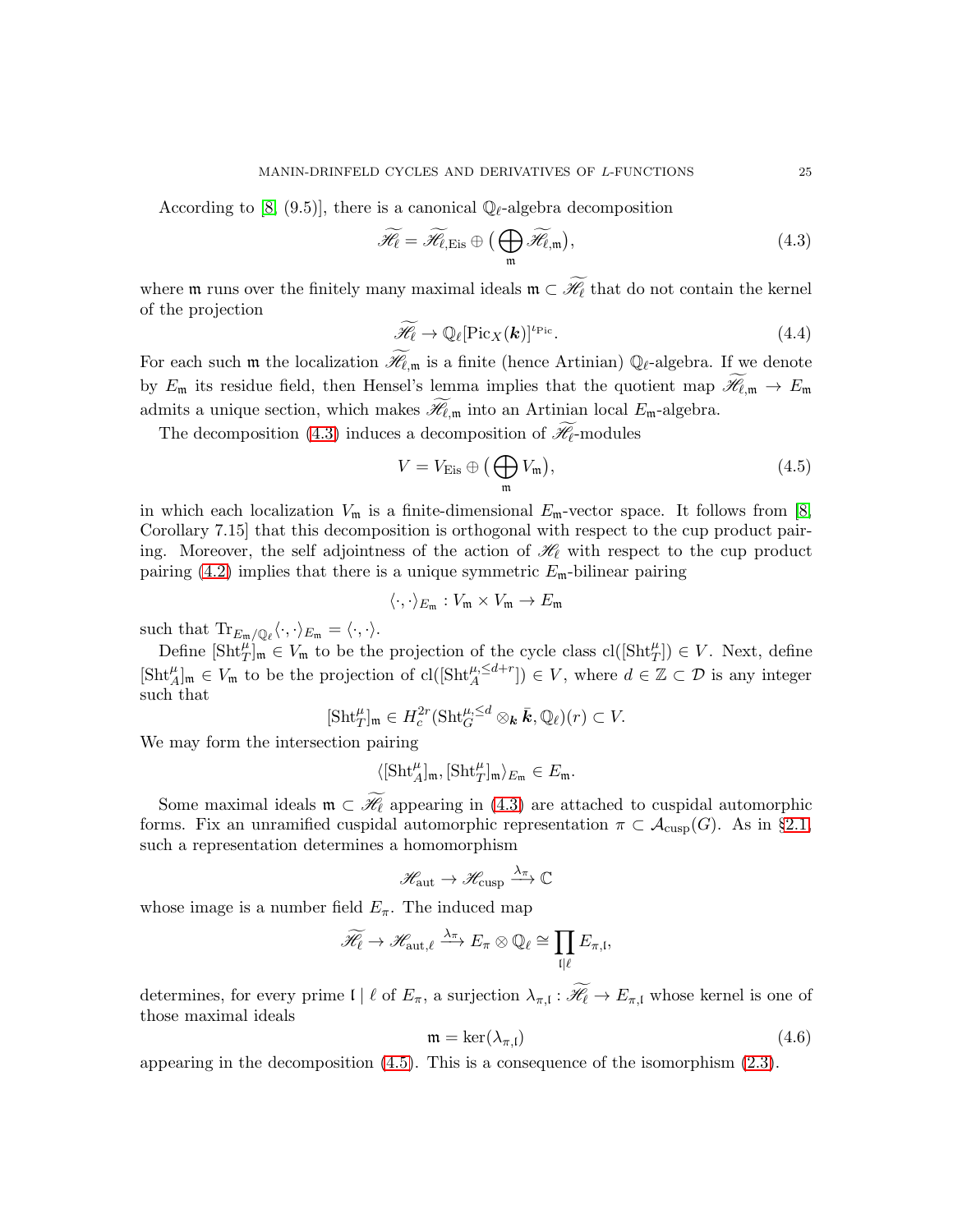According to [8, (9.5)], there is a canonical $\mathbb{Q}_\ell$-algebra decomposition

$$\widetilde{\mathscr{H}_\ell} = \widetilde{\mathscr{H}}_{\ell,\mathrm{Eis}} \oplus \big(\bigoplus_{\mathfrak{m}} \widetilde{\mathscr{H}}_{\ell,\mathfrak{m}}\big), \tag{4.3}$$

where $\mathfrak{m}$ runs over the finitely many maximal ideals $\mathfrak{m} \subset \widetilde{\mathscr{H}_\ell}$ that do not contain the kernel of the projection

$$\widetilde{\mathscr{H}_\ell} \to \mathbb{Q}_\ell[\mathrm{Pic}_X(\boldsymbol{k})]^{\iota_{\mathrm{Pic}}}. \tag{4.4}$$

For each such $\mathfrak{m}$ the localization $\widetilde{\mathscr{H}}_{\ell,\mathfrak{m}}$ is a finite (hence Artinian) $\mathbb{Q}_\ell$-algebra. If we denote by $E_\mathfrak{m}$ its residue field, then Hensel's lemma implies that the quotient map $\widetilde{\mathscr{H}}_{\ell,\mathfrak{m}} \to E_\mathfrak{m}$ admits a unique section, which makes $\widetilde{\mathscr{H}}_{\ell,\mathfrak{m}}$ into an Artinian local $E_\mathfrak{m}$-algebra.

The decomposition (4.3) induces a decomposition of $\widetilde{\mathscr{H}_\ell}$-modules

$$V = V_{\mathrm{Eis}} \oplus \big(\bigoplus_{\mathfrak{m}} V_\mathfrak{m}\big), \tag{4.5}$$

in which each localization $V_\mathfrak{m}$ is a finite-dimensional $E_\mathfrak{m}$-vector space. It follows from [8, Corollary 7.15] that this decomposition is orthogonal with respect to the cup product pairing. Moreover, the self adjointness of the action of $\widetilde{\mathscr{H}_\ell}$ with respect to the cup product pairing (4.2) implies that there is a unique symmetric $E_\mathfrak{m}$-bilinear pairing

$$\langle \cdot, \cdot \rangle_{E_\mathfrak{m}} : V_\mathfrak{m} \times V_\mathfrak{m} \to E_\mathfrak{m}$$

such that $\mathrm{Tr}_{E_\mathfrak{m}/\mathbb{Q}_\ell} \langle \cdot, \cdot \rangle_{E_\mathfrak{m}} = \langle \cdot, \cdot \rangle$.

Define $[\mathrm{Sht}^\mu_T]_\mathfrak{m} \in V_\mathfrak{m}$ to be the projection of the cycle class $\mathrm{cl}([\mathrm{Sht}^\mu_T]) \in V$. Next, define $[\mathrm{Sht}^\mu_A]_\mathfrak{m} \in V_\mathfrak{m}$ to be the projection of $\mathrm{cl}([\mathrm{Sht}^{\mu,\le d+r}_A]) \in V$, where $d \in \mathbb{Z} \subset \mathcal{D}$ is any integer such that

$$[\mathrm{Sht}^\mu_T]_\mathfrak{m} \in H^{2r}_c(\mathrm{Sht}^{\mu,\le d}_G \otimes_{\boldsymbol{k}} \bar{\boldsymbol{k}}, \mathbb{Q}_\ell)(r) \subset V.$$

We may form the intersection pairing

$$\langle [\mathrm{Sht}^\mu_A]_\mathfrak{m}, [\mathrm{Sht}^\mu_T]_\mathfrak{m} \rangle_{E_\mathfrak{m}} \in E_\mathfrak{m}.$$

Some maximal ideals $\mathfrak{m} \subset \widetilde{\mathscr{H}_\ell}$ appearing in (4.3) are attached to cuspidal automorphic forms. Fix an unramified cuspidal automorphic representation $\pi \subset \mathcal{A}_{\mathrm{cusp}}(G)$. As in §2.1, such a representation determines a homomorphism

$$\mathscr{H}_{\mathrm{aut}} \to \mathscr{H}_{\mathrm{cusp}} \xrightarrow{\lambda_\pi} \mathbb{C}$$

whose image is a number field $E_\pi$. The induced map

$$\widetilde{\mathscr{H}_\ell} \to \mathscr{H}_{\mathrm{aut},\ell} \xrightarrow{\lambda_\pi} E_\pi \otimes \mathbb{Q}_\ell \cong \prod_{\mathfrak{l} \mid \ell} E_{\pi,\mathfrak{l}},$$

determines, for every prime $\mathfrak{l} \mid \ell$ of $E_\pi$, a surjection $\lambda_{\pi,\mathfrak{l}} : \widetilde{\mathscr{H}_\ell} \to E_{\pi,\mathfrak{l}}$ whose kernel is one of those maximal ideals

$$\mathfrak{m} = \ker(\lambda_{\pi,\mathfrak{l}}) \tag{4.6}$$

appearing in the decomposition (4.5). This is a consequence of the isomorphism (2.3).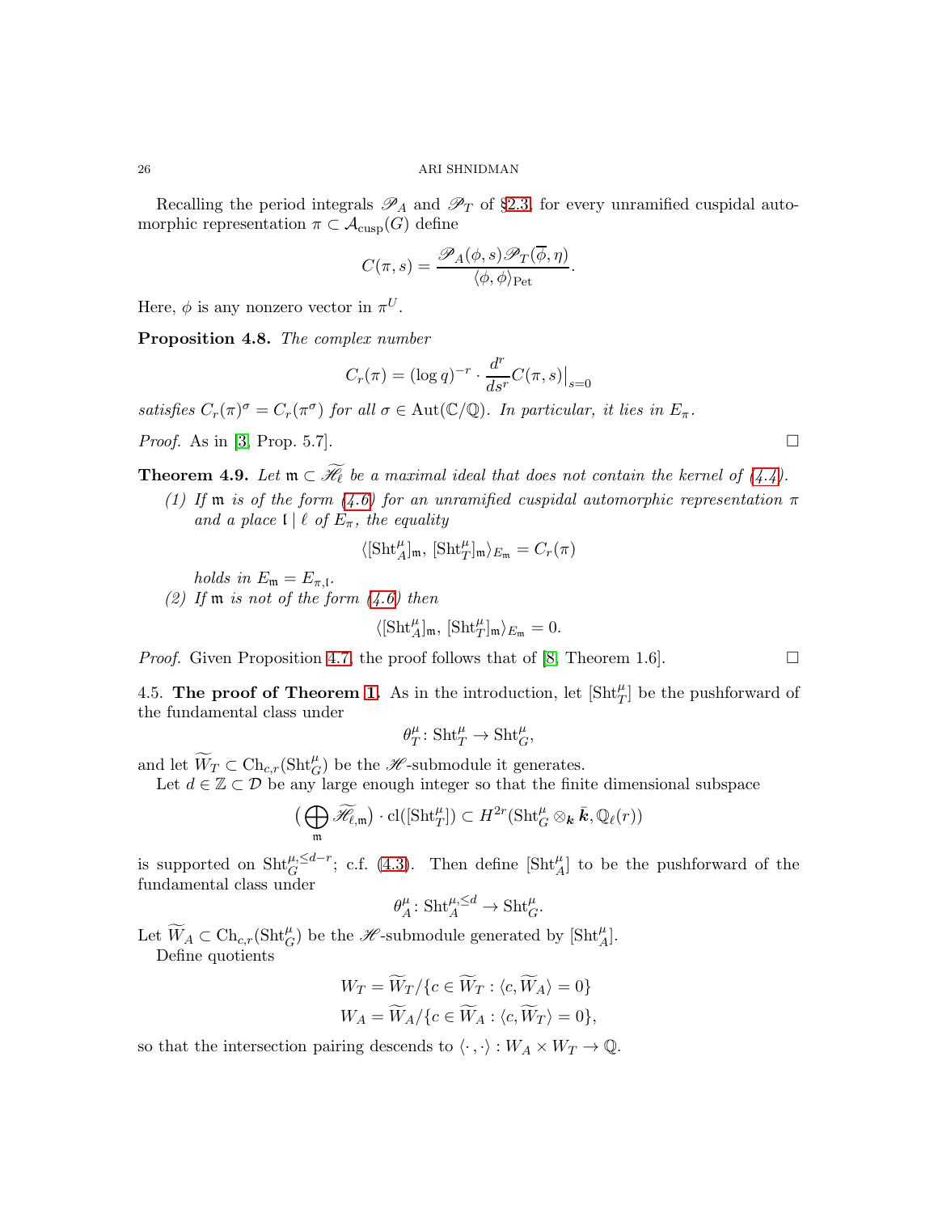Recalling the period integrals $\mathscr{P}_A$ and $\mathscr{P}_T$ of §2.3, for every unramified cuspidal automorphic representation $\pi \subset \mathcal{A}_{\mathrm{cusp}}(G)$ define

$$C(\pi, s) = \frac{\mathscr{P}_A(\phi, s)\mathscr{P}_T(\overline{\phi}, \eta)}{\langle \phi, \phi \rangle_{\mathrm{Pet}}}.$$

Here, $\phi$ is any nonzero vector in $\pi^U$.

**Proposition 4.8.** *The complex number*

$$C_r(\pi) = (\log q)^{-r} \cdot \frac{d^r}{ds^r} C(\pi, s)\big|_{s=0}$$

*satisfies $C_r(\pi)^\sigma = C_r(\pi^\sigma)$ for all $\sigma \in \mathrm{Aut}(\mathbb{C}/\mathbb{Q})$. In particular, it lies in $E_\pi$.*

*Proof.* As in [3, Prop. 5.7]. □

**Theorem 4.9.** *Let $\mathfrak{m} \subset \widetilde{\mathscr{H}_\ell}$ be a maximal ideal that does not contain the kernel of (4.4).*

*(1) If $\mathfrak{m}$ is of the form (4.6) for an unramified cuspidal automorphic representation $\pi$ and a place $\mathfrak{l} \mid \ell$ of $E_\pi$, the equality*

$$\langle [\mathrm{Sht}^\mu_A]_\mathfrak{m}, \, [\mathrm{Sht}^\mu_T]_\mathfrak{m} \rangle_{E_\mathfrak{m}} = C_r(\pi)$$

*holds in $E_\mathfrak{m} = E_{\pi, \mathfrak{l}}$.*

*(2) If $\mathfrak{m}$ is not of the form (4.6) then*

$$\langle [\mathrm{Sht}^\mu_A]_\mathfrak{m}, \, [\mathrm{Sht}^\mu_T]_\mathfrak{m} \rangle_{E_\mathfrak{m}} = 0.$$

*Proof.* Given Proposition 4.7, the proof follows that of [8, Theorem 1.6]. □

4.5. **The proof of Theorem 1.** As in the introduction, let $[\mathrm{Sht}^\mu_T]$ be the pushforward of the fundamental class under

$$\theta^\mu_T \colon \mathrm{Sht}^\mu_T \to \mathrm{Sht}^\mu_G,$$

and let $\widetilde{W}_T \subset \mathrm{Ch}_{c,r}(\mathrm{Sht}^\mu_G)$ be the $\mathscr{H}$-submodule it generates.

Let $d \in \mathbb{Z} \subset \mathcal{D}$ be any large enough integer so that the finite dimensional subspace

$$\Big(\bigoplus_\mathfrak{m} \widetilde{\mathscr{H}}_{\ell,\mathfrak{m}}\Big) \cdot \mathrm{cl}([\mathrm{Sht}^\mu_T]) \subset H^{2r}(\mathrm{Sht}^\mu_G \otimes_{\boldsymbol{k}} \bar{\boldsymbol{k}}, \mathbb{Q}_\ell(r))$$

is supported on $\mathrm{Sht}^{\mu, \le d-r}_G$; c.f. (4.3). Then define $[\mathrm{Sht}^\mu_A]$ to be the pushforward of the fundamental class under

$$\theta^\mu_A \colon \mathrm{Sht}^{\mu, \le d}_A \to \mathrm{Sht}^\mu_G.$$

Let $\widetilde{W}_A \subset \mathrm{Ch}_{c,r}(\mathrm{Sht}^\mu_G)$ be the $\mathscr{H}$-submodule generated by $[\mathrm{Sht}^\mu_A]$.

Define quotients

$$W_T = \widetilde{W}_T / \{c \in \widetilde{W}_T : \langle c, \widetilde{W}_A \rangle = 0\}$$
$$W_A = \widetilde{W}_A / \{c \in \widetilde{W}_A : \langle c, \widetilde{W}_T \rangle = 0\},$$

so that the intersection pairing descends to $\langle \cdot \, , \cdot \rangle : W_A \times W_T \to \mathbb{Q}$.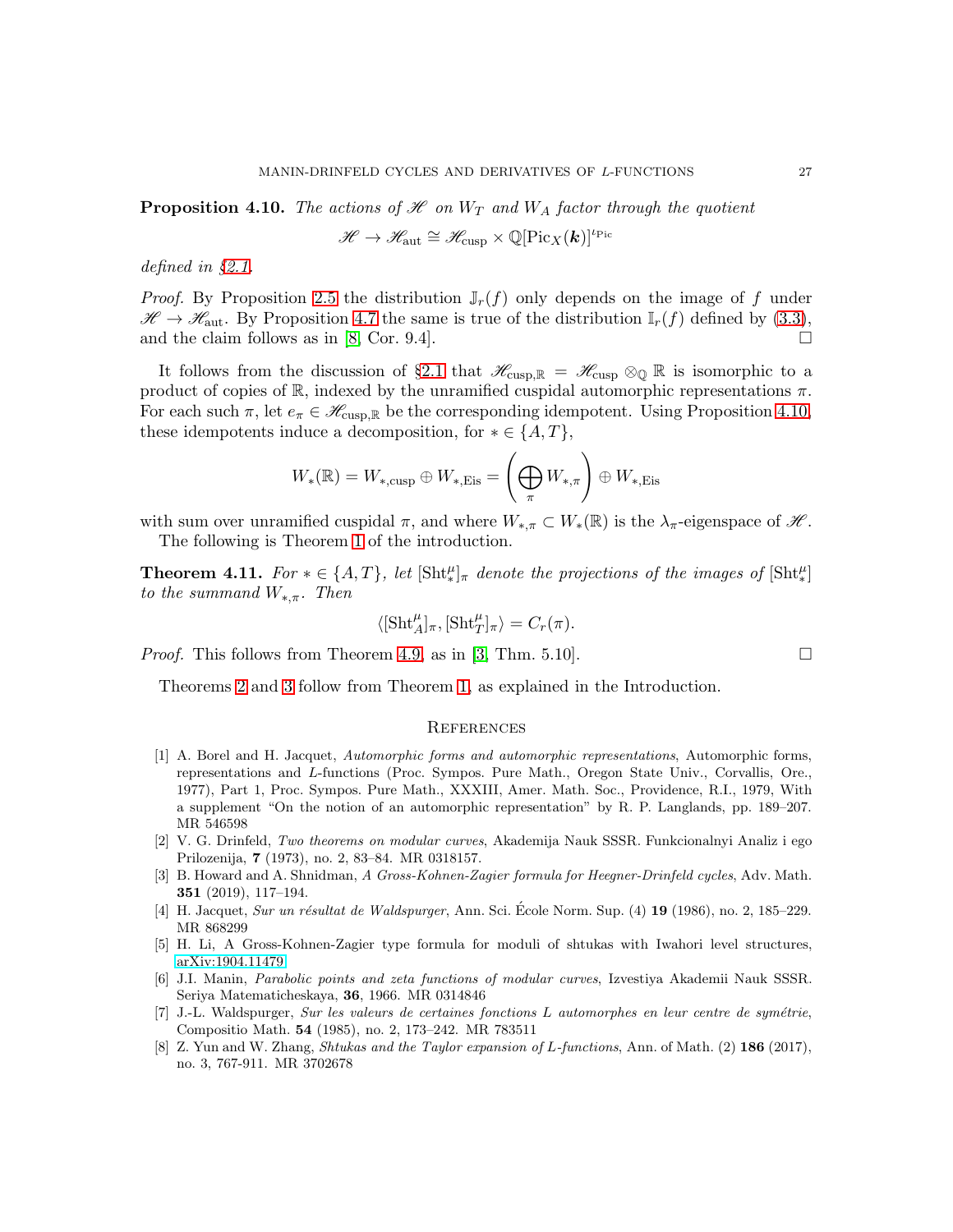**Proposition 4.10.** *The actions of $\mathscr{H}$ on $W_T$ and $W_A$ factor through the quotient*

$$\mathscr{H} \to \mathscr{H}_{\mathrm{aut}} \cong \mathscr{H}_{\mathrm{cusp}} \times \mathbb{Q}[\mathrm{Pic}_X(\boldsymbol{k})]^{\iota_{\mathrm{Pic}}}$$

*defined in §2.1.*

*Proof.* By Proposition 2.5 the distribution $\mathbb{J}_r(f)$ only depends on the image of $f$ under $\mathscr{H} \to \mathscr{H}_{\mathrm{aut}}$. By Proposition 4.7 the same is true of the distribution $\mathbb{I}_r(f)$ defined by (3.3), and the claim follows as in [8, Cor. 9.4]. □

It follows from the discussion of §2.1 that $\mathscr{H}_{\mathrm{cusp},\mathbb{R}} = \mathscr{H}_{\mathrm{cusp}} \otimes_{\mathbb{Q}} \mathbb{R}$ is isomorphic to a product of copies of $\mathbb{R}$, indexed by the unramified cuspidal automorphic representations $\pi$. For each such $\pi$, let $e_\pi \in \mathscr{H}_{\mathrm{cusp},\mathbb{R}}$ be the corresponding idempotent. Using Proposition 4.10, these idempotents induce a decomposition, for $* \in \{A, T\}$,

$$W_*(\mathbb{R}) = W_{*,\mathrm{cusp}} \oplus W_{*,\mathrm{Eis}} = \left( \bigoplus_\pi W_{*,\pi} \right) \oplus W_{*,\mathrm{Eis}}$$

with sum over unramified cuspidal $\pi$, and where $W_{*,\pi} \subset W_*(\mathbb{R})$ is the $\lambda_\pi$-eigenspace of $\mathscr{H}$.

The following is Theorem 1 of the introduction.

**Theorem 4.11.** *For $* \in \{A, T\}$, let $[\mathrm{Sht}^\mu_*]_\pi$ denote the projections of the images of $[\mathrm{Sht}^\mu_*]$ to the summand $W_{*,\pi}$. Then*

$$\langle [\mathrm{Sht}^\mu_A]_\pi, [\mathrm{Sht}^\mu_T]_\pi \rangle = C_r(\pi).$$

*Proof.* This follows from Theorem 4.9, as in [3, Thm. 5.10]. □

Theorems 2 and 3 follow from Theorem 1, as explained in the Introduction.

## References

[1] A. Borel and H. Jacquet, *Automorphic forms and automorphic representations*, Automorphic forms, representations and $L$-functions (Proc. Sympos. Pure Math., Oregon State Univ., Corvallis, Ore., 1977), Part 1, Proc. Sympos. Pure Math., XXXIII, Amer. Math. Soc., Providence, R.I., 1979, With a supplement "On the notion of an automorphic representation" by R. P. Langlands, pp. 189–207. MR 546598

[2] V. G. Drinfeld, *Two theorems on modular curves*, Akademija Nauk SSSR. Funkcionalnyi Analiz i ego Prilozenija, **7** (1973), no. 2, 83–84. MR 0318157.

[3] B. Howard and A. Shnidman, *A Gross-Kohnen-Zagier formula for Heegner-Drinfeld cycles*, Adv. Math. **351** (2019), 117–194.

[4] H. Jacquet, *Sur un résultat de Waldspurger*, Ann. Sci. École Norm. Sup. (4) **19** (1986), no. 2, 185–229. MR 868299

[5] H. Li, A Gross-Kohnen-Zagier type formula for moduli of shtukas with Iwahori level structures, arXiv:1904.11479

[6] J.I. Manin, *Parabolic points and zeta functions of modular curves*, Izvestiya Akademii Nauk SSSR. Seriya Matematicheskaya, **36**, 1966. MR 0314846

[7] J.-L. Waldspurger, *Sur les valeurs de certaines fonctions L automorphes en leur centre de symétrie*, Compositio Math. **54** (1985), no. 2, 173–242. MR 783511

[8] Z. Yun and W. Zhang, *Shtukas and the Taylor expansion of L-functions*, Ann. of Math. (2) **186** (2017), no. 3, 767-911. MR 3702678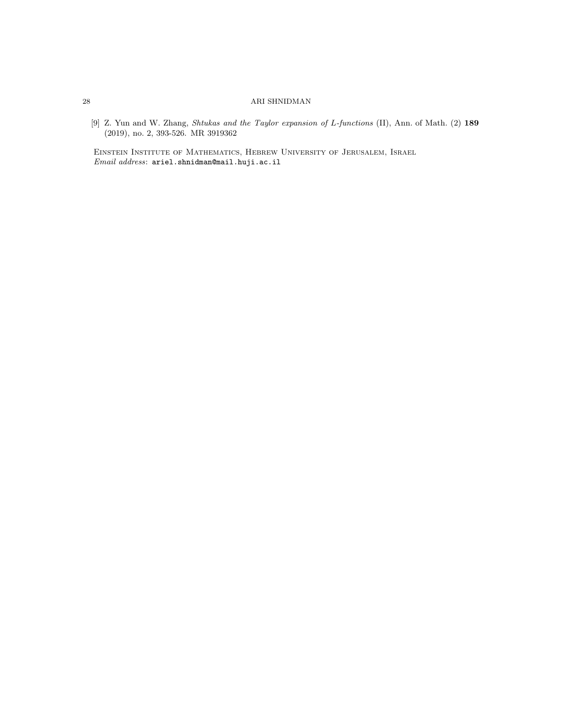[9] Z. Yun and W. Zhang, *Shtukas and the Taylor expansion of $L$-functions* (II), Ann. of Math. (2) **189** (2019), no. 2, 393-526. MR 3919362

Einstein Institute of Mathematics, Hebrew University of Jerusalem, Israel
*Email address*: `ariel.shnidman@mail.huji.ac.il`